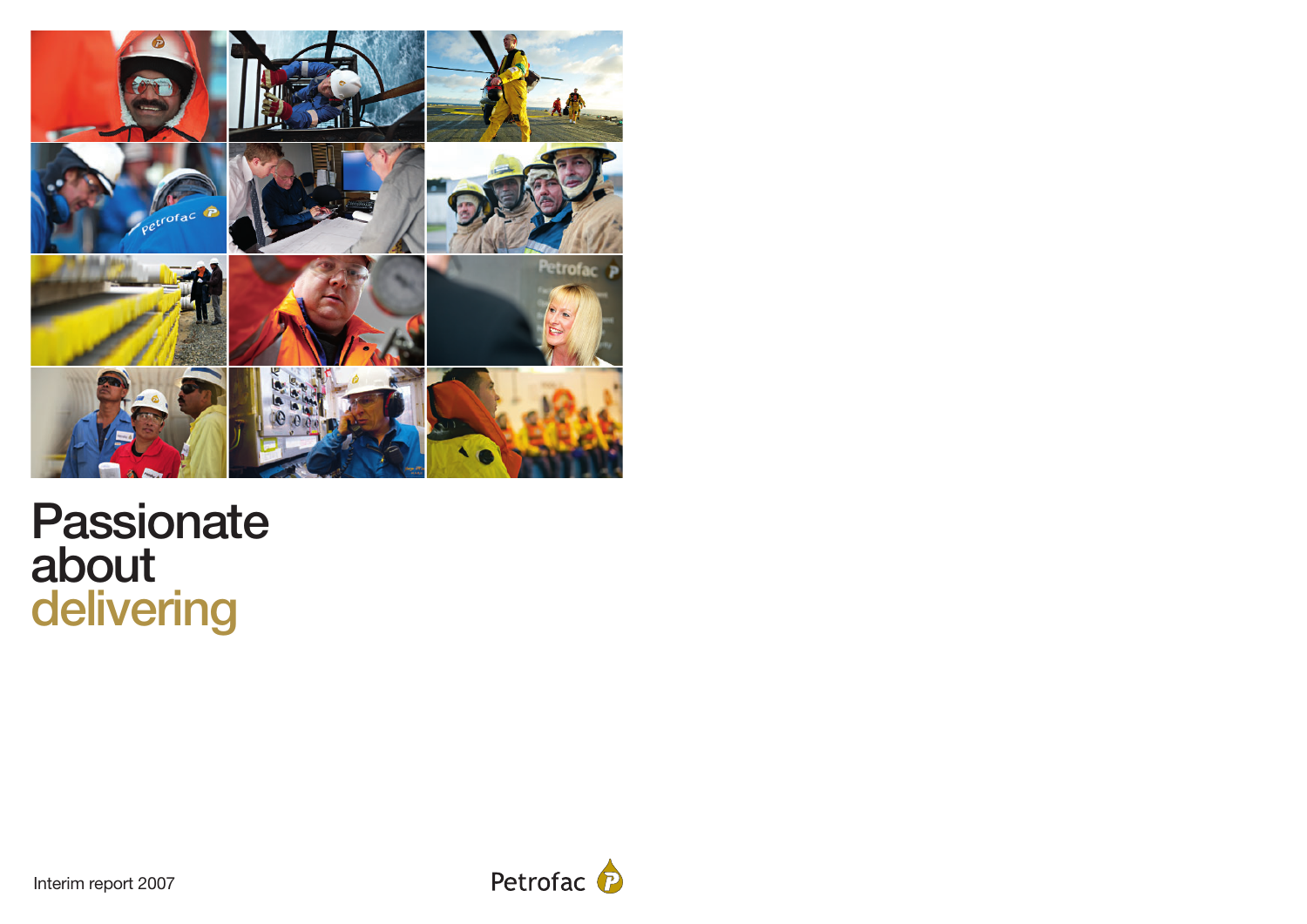# Passionate about delivering

Interim report 2007

Petrofac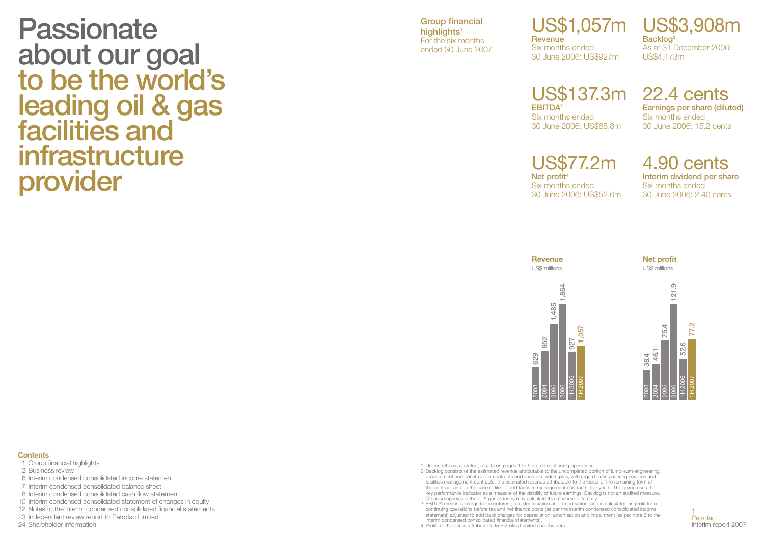# Passionate about our goal to be the world's leading oil & gas facilities and infrastructure provider

**Group financial highlights**[1]
For the six months ended 30 June 2007

**US$1,057m**
**Revenue**
Six months ended 30 June 2006: US$927m

**US$3,908m**
**Backlog**[2]
As at 31 December 2006: US$4,173m

**US$137.3m**
**EBITDA**[3]
Six months ended 30 June 2006: US$88.8m

**22.4 cents**
**Earnings per share (diluted)**
Six months ended 30 June 2006: 15.2 cents

**US$77.2m**
**Net profit**[4]
Six months ended 30 June 2006: US$52.6m

**4.90 cents**
**Interim dividend per share**
Six months ended 30 June 2006: 2.40 cents

**Revenue**
US$ millions

| 2003 | 2004 | 2005 | 2006 | 1H 2006 | 1H 2007 |
|---|---|---|---|---|---|
| 629 | 952 | 1,485 | 1,864 | 927 | 1,057 |

**Net profit**
US$ millions

| 2003 | 2004 | 2005 | 2006 | 1H 2006 | 1H 2007 |
|---|---|---|---|---|---|
| 38.4 | 46.1 | 75.4 | 121.9 | 52.6 | 77.2 |

**Contents**

1 Group financial highlights
2 Business review
6 Interim condensed consolidated income statement
7 Interim condensed consolidated balance sheet
8 Interim condensed consolidated cash flow statement
10 Interim condensed consolidated statement of changes in equity
12 Notes to the interim condensed consolidated financial statements
23 Independent review report to Petrofac Limited
24 Shareholder information

1 Unless otherwise stated, results on pages 1 to 5 are on continuing operations.
2 Backlog consists of the estimated revenue attributable to the uncompleted portion of lump-sum engineering, procurement and construction contracts and variation orders plus, with regard to engineering services and facilities management contracts, the estimated revenue attributable to the lesser of the remaining term of the contract and, in the case of life-of-field facilities management contracts, five years. The group uses this key performance indicator as a measure of the visibility of future earnings. Backlog is not an audited measure. Other companies in the oil & gas industry may calculate this measure differently.
3 EBITDA means earnings before interest, tax, depreciation and amortisation, and is calculated as profit from continuing operations before tax and net finance costs (as per the interim condensed consolidated income statement) adjusted to add back charges for depreciation, amortisation and impairment (as per note 3 to the interim condensed consolidated financial statements).
4 Profit for the period attributable to Petrofac Limited shareholders.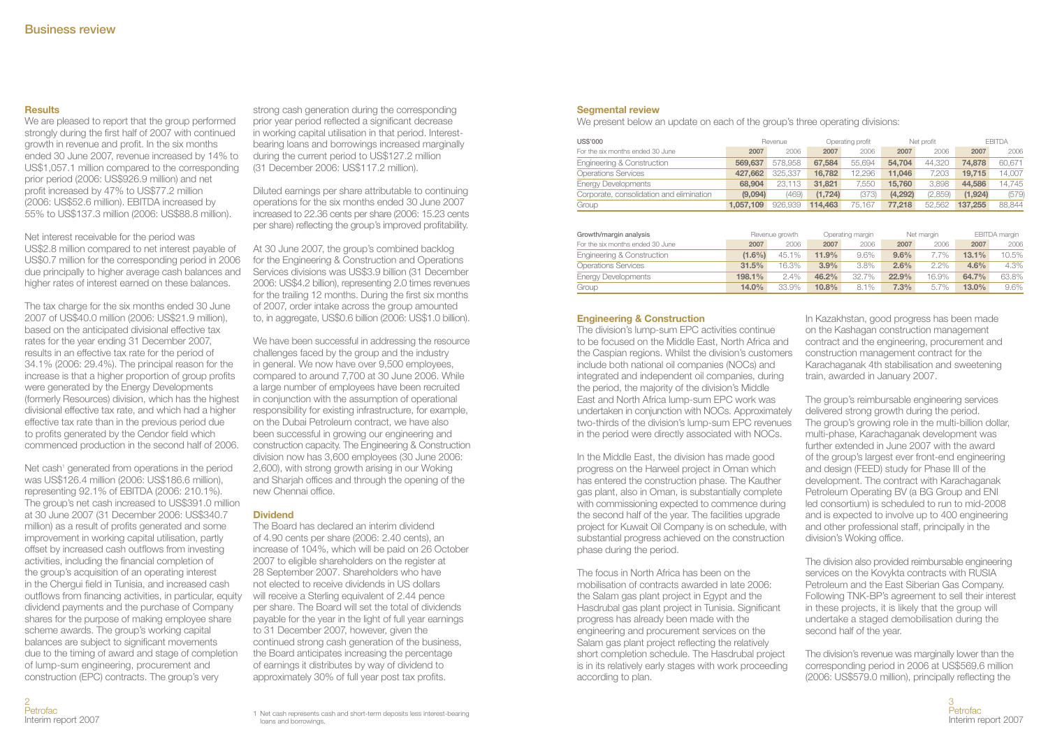# Business review

### Results

We are pleased to report that the group performed strongly during the first half of 2007 with continued growth in revenue and profit. In the six months ended 30 June 2007, revenue increased by 14% to US$1,057.1 million compared to the corresponding prior period (2006: US$926.9 million) and net profit increased by 47% to US$77.2 million (2006: US$52.6 million). EBITDA increased by 55% to US$137.3 million (2006: US$88.8 million).

Net interest receivable for the period was US$2.8 million compared to net interest payable of US$0.7 million for the corresponding period in 2006 due principally to higher average cash balances and higher rates of interest earned on these balances.

The tax charge for the six months ended 30 June 2007 of US$40.0 million (2006: US$21.9 million), based on the anticipated divisional effective tax rates for the year ending 31 December 2007, results in an effective tax rate for the period of 34.1% (2006: 29.4%). The principal reason for the increase is that a higher proportion of group profits were generated by the Energy Developments (formerly Resources) division, which has the highest divisional effective tax rate, and which had a higher effective tax rate than in the previous period due to profits generated by the Cendor field which commenced production in the second half of 2006.

Net cash[1] generated from operations in the period was US$126.4 million (2006: US$186.6 million), representing 92.1% of EBITDA (2006: 210.1%). The group's net cash increased to US$391.0 million at 30 June 2007 (31 December 2006: US$340.7 million) as a result of profits generated and some improvement in working capital utilisation, partly offset by increased cash outflows from investing activities, including the financial completion of the group's acquisition of an operating interest in the Chergui field in Tunisia, and increased cash outflows from financing activities, in particular, equity dividend payments and the purchase of Company shares for the purpose of making employee share scheme awards. The group's working capital balances are subject to significant movements due to the timing of award and stage of completion of lump-sum engineering, procurement and construction (EPC) contracts. The group's very strong cash generation during the corresponding prior year period reflected a significant decrease in working capital utilisation in that period. Interest-bearing loans and borrowings increased marginally during the current period to US$127.2 million (31 December 2006: US$117.2 million).

Diluted earnings per share attributable to continuing operations for the six months ended 30 June 2007 increased to 22.36 cents per share (2006: 15.23 cents per share) reflecting the group's improved profitability.

At 30 June 2007, the group's combined backlog for the Engineering & Construction and Operations Services divisions was US$3.9 billion (31 December 2006: US$4.2 billion), representing 2.0 times revenues for the trailing 12 months. During the first six months of 2007, order intake across the group amounted to, in aggregate, US$0.6 billion (2006: US$1.0 billion).

We have been successful in addressing the resource challenges faced by the group and the industry in general. We now have over 9,500 employees, compared to around 7,700 at 30 June 2006. While a large number of employees have been recruited in conjunction with the assumption of operational responsibility for existing infrastructure, for example, on the Dubai Petroleum contract, we have also been successful in growing our engineering and construction capacity. The Engineering & Construction division now has 3,600 employees (30 June 2006: 2,600), with strong growth arising in our Woking and Sharjah offices and through the opening of the new Chennai office.

### Dividend

The Board has declared an interim dividend of 4.90 cents per share (2006: 2.40 cents), an increase of 104%, which will be paid on 26 October 2007 to eligible shareholders on the register at 28 September 2007. Shareholders who have not elected to receive dividends in US dollars will receive a Sterling equivalent of 2.44 pence per share. The Board will set the total of dividends payable for the year in the light of full year earnings to 31 December 2007, however, given the continued strong cash generation of the business, the Board anticipates increasing the percentage of earnings it distributes by way of dividend to approximately 30% of full year post tax profits.

1 Net cash represents cash and short-term deposits less interest-bearing loans and borrowings.

### Segmental review

We present below an update on each of the group's three operating divisions:

| US$'000 | Revenue | | Operating profit | | Net profit | | EBITDA | |
|---|---|---|---|---|---|---|---|---|
| For the six months ended 30 June | **2007** | 2006 | **2007** | 2006 | **2007** | 2006 | **2007** | 2006 |
| Engineering & Construction | **569,637** | 578,958 | **67,584** | 55,694 | **54,704** | 44,320 | **74,878** | 60,671 |
| Operations Services | **427,662** | 325,337 | **16,782** | 12,296 | **11,046** | 7,203 | **19,715** | 14,007 |
| Energy Developments | **68,904** | 23,113 | **31,821** | 7,550 | **15,760** | 3,898 | **44,586** | 14,745 |
| Corporate, consolidation and elimination | **(9,094)** | (469) | **(1,724)** | (373) | **(4,292)** | (2,859) | **(1,924)** | (579) |
| Group | **1,057,109** | 926,939 | **114,463** | 75,167 | **77,218** | 52,562 | **137,255** | 88,844 |

| Growth/margin analysis | Revenue growth | | Operating margin | | Net margin | | EBITDA margin | |
|---|---|---|---|---|---|---|---|---|
| For the six months ended 30 June | **2007** | 2006 | **2007** | 2006 | **2007** | 2006 | **2007** | 2006 |
| Engineering & Construction | **(1.6%)** | 45.1% | **11.9%** | 9.6% | **9.6%** | 7.7% | **13.1%** | 10.5% |
| Operations Services | **31.5%** | 16.3% | **3.9%** | 3.8% | **2.6%** | 2.2% | **4.6%** | 4.3% |
| Energy Developments | **198.1%** | 2.4% | **46.2%** | 32.7% | **22.9%** | 16.9% | **64.7%** | 63.8% |
| Group | **14.0%** | 33.9% | **10.8%** | 8.1% | **7.3%** | 5.7% | **13.0%** | 9.6% |

### Engineering & Construction

The division's lump-sum EPC activities continue to be focused on the Middle East, North Africa and the Caspian regions. Whilst the division's customers include both national oil companies (NOCs) and integrated and independent oil companies, during the period, the majority of the division's Middle East and North Africa lump-sum EPC work was undertaken in conjunction with NOCs. Approximately two-thirds of the division's lump-sum EPC revenues in the period were directly associated with NOCs.

In the Middle East, the division has made good progress on the Harweel project in Oman which has entered the construction phase. The Kauther gas plant, also in Oman, is substantially complete with commissioning expected to commence during the second half of the year. The facilities upgrade project for Kuwait Oil Company is on schedule, with substantial progress achieved on the construction phase during the period.

The focus in North Africa has been on the mobilisation of contracts awarded in late 2006: the Salam gas plant project in Egypt and the Hasdrubal gas plant project in Tunisia. Significant progress has already been made with the engineering and procurement services on the Salam gas plant project reflecting the relatively short completion schedule. The Hasdrubal project is in its relatively early stages with work proceeding according to plan.

In Kazakhstan, good progress has been made on the Kashagan construction management contract and the engineering, procurement and construction management contract for the Karachaganak 4th stabilisation and sweetening train, awarded in January 2007.

The group's reimbursable engineering services delivered strong growth during the period. The group's growing role in the multi-billion dollar, multi-phase, Karachaganak development was further extended in June 2007 with the award of the group's largest ever front-end engineering and design (FEED) study for Phase III of the development. The contract with Karachaganak Petroleum Operating BV (a BG Group and ENI led consortium) is scheduled to run to mid-2008 and is expected to involve up to 400 engineering and other professional staff, principally in the division's Woking office.

The division also provided reimbursable engineering services on the Kovykta contracts with RUSIA Petroleum and the East Siberian Gas Company. Following TNK-BP's agreement to sell their interest in these projects, it is likely that the group will undertake a staged demobilisation during the second half of the year.

The division's revenue was marginally lower than the corresponding period in 2006 at US$569.6 million (2006: US$579.0 million), principally reflecting the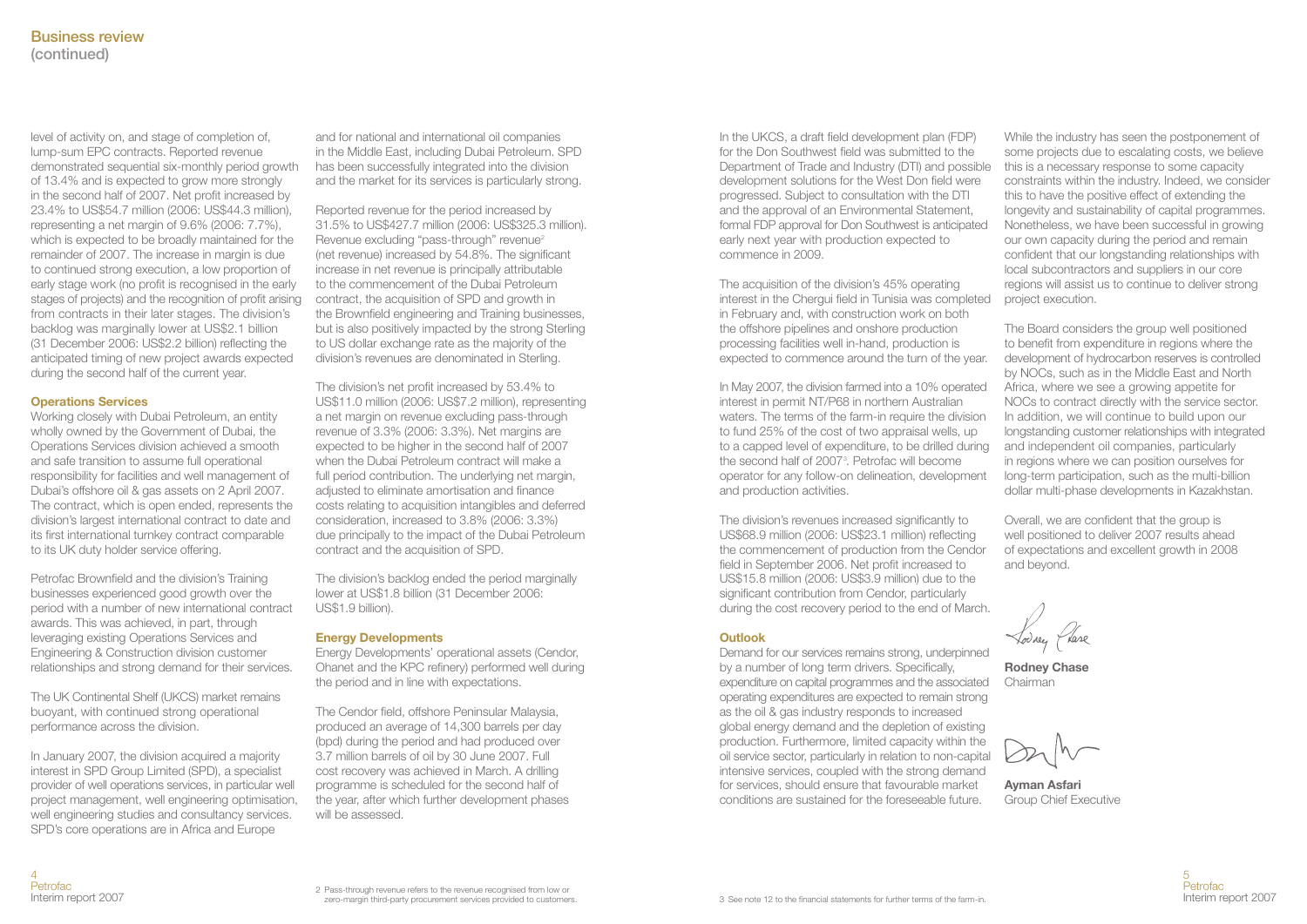## Business review (continued)

level of activity on, and stage of completion of, lump-sum EPC contracts. Reported revenue demonstrated sequential six-monthly period growth of 13.4% and is expected to grow more strongly in the second half of 2007. Net profit increased by 23.4% to US$54.7 million (2006: US$44.3 million), representing a net margin of 9.6% (2006: 7.7%), which is expected to be broadly maintained for the remainder of 2007. The increase in margin is due to continued strong execution, a low proportion of early stage work (no profit is recognised in the early stages of projects) and the recognition of profit arising from contracts in their later stages. The division's backlog was marginally lower at US$2.1 billion (31 December 2006: US$2.2 billion) reflecting the anticipated timing of new project awards expected during the second half of the current year.

### Operations Services

Working closely with Dubai Petroleum, an entity wholly owned by the Government of Dubai, the Operations Services division achieved a smooth and safe transition to assume full operational responsibility for facilities and well management of Dubai's offshore oil & gas assets on 2 April 2007. The contract, which is open ended, represents the division's largest international contract to date and its first international turnkey contract comparable to its UK duty holder service offering.

Petrofac Brownfield and the division's Training businesses experienced good growth over the period with a number of new international contract awards. This was achieved, in part, through leveraging existing Operations Services and Engineering & Construction division customer relationships and strong demand for their services.

The UK Continental Shelf (UKCS) market remains buoyant, with continued strong operational performance across the division.

In January 2007, the division acquired a majority interest in SPD Group Limited (SPD), a specialist provider of well operations services, in particular well project management, well engineering optimisation, well engineering studies and consultancy services. SPD's core operations are in Africa and Europe and for national and international oil companies in the Middle East, including Dubai Petroleum. SPD has been successfully integrated into the division and the market for its services is particularly strong.

Reported revenue for the period increased by 31.5% to US$427.7 million (2006: US$325.3 million). Revenue excluding "pass-through" revenue[2] (net revenue) increased by 54.8%. The significant increase in net revenue is principally attributable to the commencement of the Dubai Petroleum contract, the acquisition of SPD and growth in the Brownfield engineering and Training businesses, but is also positively impacted by the strong Sterling to US dollar exchange rate as the majority of the division's revenues are denominated in Sterling.

The division's net profit increased by 53.4% to US$11.0 million (2006: US$7.2 million), representing a net margin on revenue excluding pass-through revenue of 3.3% (2006: 3.3%). Net margins are expected to be higher in the second half of 2007 when the Dubai Petroleum contract will make a full period contribution. The underlying net margin, adjusted to eliminate amortisation and finance costs relating to acquisition intangibles and deferred consideration, increased to 3.8% (2006: 3.3%) due principally to the impact of the Dubai Petroleum contract and the acquisition of SPD.

The division's backlog ended the period marginally lower at US$1.8 billion (31 December 2006: US$1.9 billion).

### Energy Developments

Energy Developments' operational assets (Cendor, Ohanet and the KPC refinery) performed well during the period and in line with expectations.

The Cendor field, offshore Peninsular Malaysia, produced an average of 14,300 barrels per day (bpd) during the period and had produced over 3.7 million barrels of oil by 30 June 2007. Full cost recovery was achieved in March. A drilling programme is scheduled for the second half of the year, after which further development phases will be assessed.

In the UKCS, a draft field development plan (FDP) for the Don Southwest field was submitted to the Department of Trade and Industry (DTI) and possible development solutions for the West Don field were progressed. Subject to consultation with the DTI and the approval of an Environmental Statement, formal FDP approval for Don Southwest is anticipated early next year with production expected to commence in 2009.

The acquisition of the division's 45% operating interest in the Chergui field in Tunisia was completed in February and, with construction work on both the offshore pipelines and onshore production processing facilities well in-hand, production is expected to commence around the turn of the year.

In May 2007, the division farmed into a 10% operated interest in permit NT/P68 in northern Australian waters. The terms of the farm-in require the division to fund 25% of the cost of two appraisal wells, up to a capped level of expenditure, to be drilled during the second half of 2007[3]. Petrofac will become operator for any follow-on delineation, development and production activities.

The division's revenues increased significantly to US$68.9 million (2006: US$23.1 million) reflecting the commencement of production from the Cendor field in September 2006. Net profit increased to US$15.8 million (2006: US$3.9 million) due to the significant contribution from Cendor, particularly during the cost recovery period to the end of March.

### Outlook

Demand for our services remains strong, underpinned by a number of long term drivers. Specifically, expenditure on capital programmes and the associated operating expenditures are expected to remain strong as the oil & gas industry responds to increased global energy demand and the depletion of existing production. Furthermore, limited capacity within the oil service sector, particularly in relation to non-capital intensive services, coupled with the strong demand for services, should ensure that favourable market conditions are sustained for the foreseeable future.

While the industry has seen the postponement of some projects due to escalating costs, we believe this is a necessary response to some capacity constraints within the industry. Indeed, we consider this to have the positive effect of extending the longevity and sustainability of capital programmes. Nonetheless, we have been successful in growing our own capacity during the period and remain confident that our longstanding relationships with local subcontractors and suppliers in our core regions will assist us to continue to deliver strong project execution.

The Board considers the group well positioned to benefit from expenditure in regions where the development of hydrocarbon reserves is controlled by NOCs, such as in the Middle East and North Africa, where we see a growing appetite for NOCs to contract directly with the service sector. In addition, we will continue to build upon our longstanding customer relationships with integrated and independent oil companies, particularly in regions where we can position ourselves for long-term participation, such as the multi-billion dollar multi-phase developments in Kazakhstan.

Overall, we are confident that the group is well positioned to deliver 2007 results ahead of expectations and excellent growth in 2008 and beyond.

**Rodney Chase**
Chairman

**Ayman Asfari**
Group Chief Executive

2 Pass-through revenue refers to the revenue recognised from low or zero-margin third-party procurement services provided to customers.

3 See note 12 to the financial statements for further terms of the farm-in.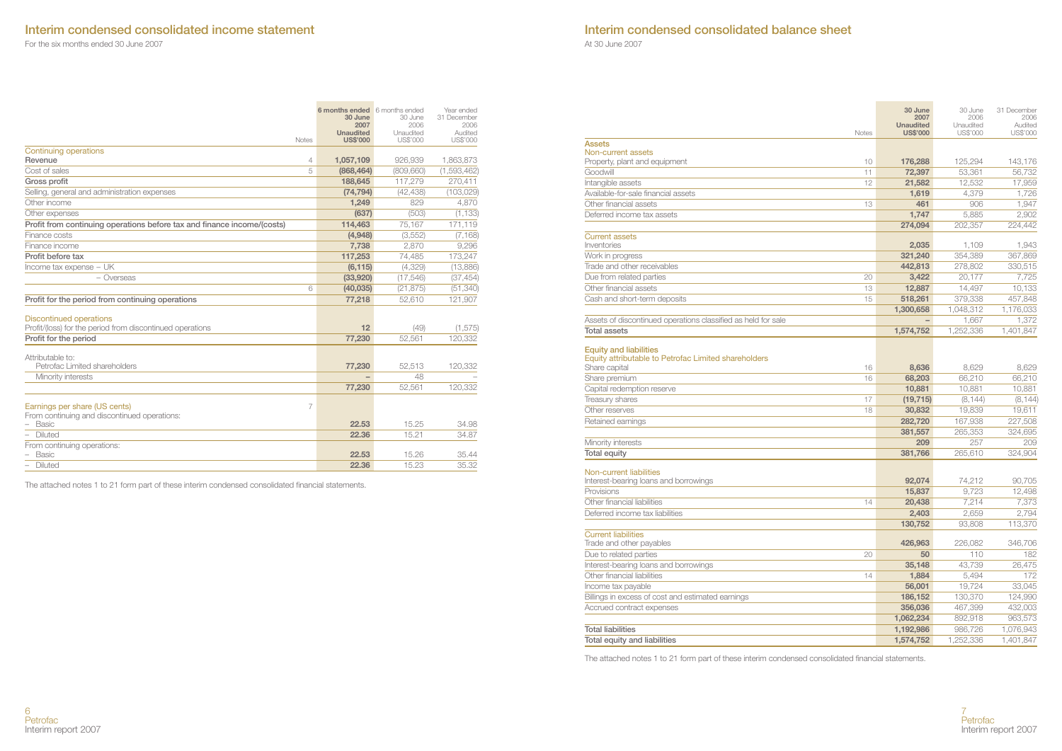# Interim condensed consolidated income statement

For the six months ended 30 June 2007

| | Notes | 6 months ended 30 June 2007 Unaudited US$'000 | 6 months ended 30 June 2006 Unaudited US$'000 | Year ended 31 December 2006 Audited US$'000 |
|---|---|---|---|---|
| **Continuing operations** | | | | |
| **Revenue** | 4 | **1,057,109** | 926,939 | 1,863,873 |
| Cost of sales | 5 | **(868,464)** | (809,660) | (1,593,462) |
| **Gross profit** | | **188,645** | 117,279 | 270,411 |
| Selling, general and administration expenses | | **(74,794)** | (42,438) | (103,029) |
| Other income | | **1,249** | 829 | 4,870 |
| Other expenses | | **(637)** | (503) | (1,133) |
| **Profit from continuing operations before tax and finance income/(costs)** | | **114,463** | 75,167 | 171,119 |
| Finance costs | | **(4,948)** | (3,552) | (7,168) |
| Finance income | | **7,738** | 2,870 | 9,296 |
| **Profit before tax** | | **117,253** | 74,485 | 173,247 |
| Income tax expense – UK | | **(6,115)** | (4,329) | (13,886) |
| – Overseas | | **(33,920)** | (17,546) | (37,454) |
| | 6 | **(40,035)** | (21,875) | (51,340) |
| **Profit for the period from continuing operations** | | **77,218** | 52,610 | 121,907 |
| **Discontinued operations** | | | | |
| Profit/(loss) for the period from discontinued operations | | **12** | (49) | (1,575) |
| **Profit for the period** | | **77,230** | 52,561 | 120,332 |
| Attributable to: | | | | |
| Petrofac Limited shareholders | | **77,230** | 52,513 | 120,332 |
| Minority interests | | **–** | 48 | – |
| | | **77,230** | 52,561 | 120,332 |
| **Earnings per share (US cents)** | 7 | | | |
| From continuing and discontinued operations: | | | | |
| – Basic | | **22.53** | 15.25 | 34.98 |
| – Diluted | | **22.36** | 15.21 | 34.87 |
| From continuing operations: | | | | |
| – Basic | | **22.53** | 15.26 | 35.44 |
| – Diluted | | **22.36** | 15.23 | 35.32 |

The attached notes 1 to 21 form part of these interim condensed consolidated financial statements.

# Interim condensed consolidated balance sheet

At 30 June 2007

| | Notes | 30 June 2007 Unaudited US$'000 | 30 June 2006 Unaudited US$'000 | 31 December 2006 Audited US$'000 |
|---|---|---|---|---|
| **Assets** | | | | |
| **Non-current assets** | | | | |
| Property, plant and equipment | 10 | **176,288** | 125,294 | 143,176 |
| Goodwill | 11 | **72,397** | 53,361 | 56,732 |
| Intangible assets | 12 | **21,582** | 12,532 | 17,959 |
| Available-for-sale financial assets | | **1,619** | 4,379 | 1,726 |
| Other financial assets | 13 | **461** | 906 | 1,947 |
| Deferred income tax assets | | **1,747** | 5,885 | 2,902 |
| | | **274,094** | 202,357 | 224,442 |
| **Current assets** | | | | |
| Inventories | | **2,035** | 1,109 | 1,943 |
| Work in progress | | **321,240** | 354,389 | 367,869 |
| Trade and other receivables | | **442,813** | 278,802 | 330,515 |
| Due from related parties | 20 | **3,422** | 20,177 | 7,725 |
| Other financial assets | 13 | **12,887** | 14,497 | 10,133 |
| Cash and short-term deposits | 15 | **518,261** | 379,338 | 457,848 |
| | | **1,300,658** | 1,048,312 | 1,176,033 |
| Assets of discontinued operations classified as held for sale | | **–** | 1,667 | 1,372 |
| **Total assets** | | **1,574,752** | 1,252,336 | 1,401,847 |
| **Equity and liabilities** | | | | |
| **Equity attributable to Petrofac Limited shareholders** | | | | |
| Share capital | 16 | **8,636** | 8,629 | 8,629 |
| Share premium | 16 | **68,203** | 66,210 | 66,210 |
| Capital redemption reserve | | **10,881** | 10,881 | 10,881 |
| Treasury shares | 17 | **(19,715)** | (8,144) | (8,144) |
| Other reserves | 18 | **30,832** | 19,839 | 19,611 |
| Retained earnings | | **282,720** | 167,938 | 227,508 |
| | | **381,557** | 265,353 | 324,695 |
| Minority interests | | **209** | 257 | 209 |
| **Total equity** | | **381,766** | 265,610 | 324,904 |
| **Non-current liabilities** | | | | |
| Interest-bearing loans and borrowings | | **92,074** | 74,212 | 90,705 |
| Provisions | | **15,837** | 9,723 | 12,498 |
| Other financial liabilities | 14 | **20,438** | 7,214 | 7,373 |
| Deferred income tax liabilities | | **2,403** | 2,659 | 2,794 |
| | | **130,752** | 93,808 | 113,370 |
| **Current liabilities** | | | | |
| Trade and other payables | | **426,963** | 226,082 | 346,706 |
| Due to related parties | 20 | **50** | 110 | 182 |
| Interest-bearing loans and borrowings | | **35,148** | 43,739 | 26,475 |
| Other financial liabilities | 14 | **1,884** | 5,494 | 172 |
| Income tax payable | | **56,001** | 19,724 | 33,045 |
| Billings in excess of cost and estimated earnings | | **186,152** | 130,370 | 124,990 |
| Accrued contract expenses | | **356,036** | 467,399 | 432,003 |
| | | **1,062,234** | 892,918 | 963,573 |
| **Total liabilities** | | **1,192,986** | 986,726 | 1,076,943 |
| **Total equity and liabilities** | | **1,574,752** | 1,252,336 | 1,401,847 |

The attached notes 1 to 21 form part of these interim condensed consolidated financial statements.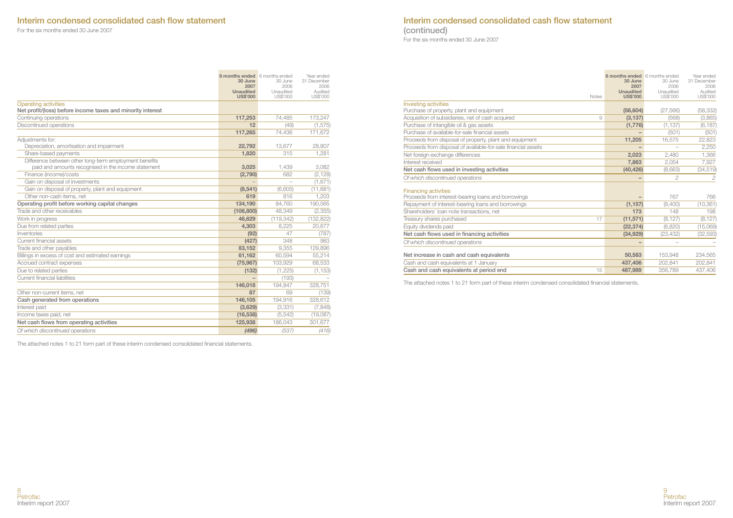# Interim condensed consolidated cash flow statement

For the six months ended 30 June 2007

| | 6 months ended 30 June 2007 Unaudited US$'000 | 6 months ended 30 June 2006 Unaudited US$'000 | Year ended 31 December 2006 Audited US$'000 |
|---|---|---|---|
| **Operating activities** | | | |
| **Net profit/(loss) before income taxes and minority interest** | | | |
| Continuing operations | **117,253** | 74,485 | 173,247 |
| Discontinued operations | **12** | (49) | (1,575) |
| | **117,265** | 74,436 | 171,672 |
| Adjustments for: | | | |
| Depreciation, amortisation and impairment | **22,792** | 13,677 | 28,807 |
| Share-based payments | **1,820** | 315 | 1,281 |
| Difference between other long-term employment benefits paid and amounts recognised in the income statement | **3,025** | 1,439 | 3,082 |
| Finance (income)/costs | **(2,790)** | 682 | (2,128) |
| Gain on disposal of investments | **–** | – | (1,671) |
| Gain on disposal of property, plant and equipment | **(8,541)** | (6,605) | (11,681) |
| Other non-cash items, net | **619** | 816 | 1,203 |
| **Operating profit before working capital changes** | **134,190** | 84,760 | 190,565 |
| Trade and other receivables | **(106,800)** | 48,349 | (2,355) |
| Work in progress | **46,629** | (119,342) | (132,822) |
| Due from related parties | **4,303** | 8,225 | 20,677 |
| Inventories | **(92)** | 47 | (787) |
| Current financial assets | **(427)** | 348 | 983 |
| Trade and other payables | **83,152** | 9,355 | 129,896 |
| Billings in excess of cost and estimated earnings | **61,162** | 60,594 | 55,214 |
| Accrued contract expenses | **(75,967)** | 103,929 | 68,533 |
| Due to related parties | **(132)** | (1,225) | (1,153) |
| Current financial liabilities | **–** | (193) | – |
| | **146,018** | 194,847 | 328,751 |
| Other non-current items, net | **87** | 69 | (139) |
| **Cash generated from operations** | **146,105** | 194,916 | 328,612 |
| Interest paid | **(3,629)** | (3,331) | (7,848) |
| Income taxes paid, net | **(16,538)** | (5,542) | (19,087) |
| **Net cash flows from operating activities** | **125,938** | 186,043 | 301,677 |
| *Of which discontinued operations* | ***(496)*** | *(537)* | *(416)* |

The attached notes 1 to 21 form part of these interim condensed consolidated financial statements.

# Interim condensed consolidated cash flow statement (continued)

For the six months ended 30 June 2007

| | Notes | 6 months ended 30 June 2007 Unaudited US$'000 | 6 months ended 30 June 2006 Unaudited US$'000 | Year ended 31 December 2006 Audited US$'000 |
|---|---|---|---|---|
| **Investing activities** | | | | |
| Purchase of property, plant and equipment | | **(56,604)** | (27,566) | (58,332) |
| Acquisition of subsidiaries, net of cash acquired | 9 | **(3,137)** | (568) | (3,865) |
| Purchase of intangible oil & gas assets | | **(1,776)** | (1,137) | (6,187) |
| Purchase of available-for-sale financial assets | | **–** | (501) | (501) |
| Proceeds from disposal of property, plant and equipment | | **11,205** | 16,575 | 22,823 |
| Proceeds from disposal of available-for-sale financial assets | | **–** | – | 2,250 |
| Net foreign exchange differences | | **2,023** | 2,480 | 1,366 |
| Interest received | | **7,863** | 2,054 | 7,927 |
| **Net cash flows used in investing activities** | | **(40,426)** | (8,663) | (34,519) |
| *Of which discontinued operations* | | **–** | *2* | *2* |
| **Financing activities** | | | | |
| Proceeds from interest-bearing loans and borrowings | | **–** | 767 | 766 |
| Repayment of interest-bearing loans and borrowings | | **(1,157)** | (9,400) | (10,361) |
| Shareholders' loan note transactions, net | | **173** | 148 | 198 |
| Treasury shares purchased | 17 | **(11,571)** | (8,127) | (8,127) |
| Equity dividends paid | | **(22,374)** | (6,820) | (15,069) |
| **Net cash flows used in financing activities** | | **(34,929)** | (23,432) | (32,593) |
| *Of which discontinued operations* | | **–** | – | – |
| **Net increase in cash and cash equivalents** | | **50,583** | 153,948 | 234,565 |
| Cash and cash equivalents at 1 January | | **437,406** | 202,841 | 202,841 |
| **Cash and cash equivalents at period end** | 15 | **487,989** | 356,789 | 437,406 |

The attached notes 1 to 21 form part of these interim condensed consolidated financial statements.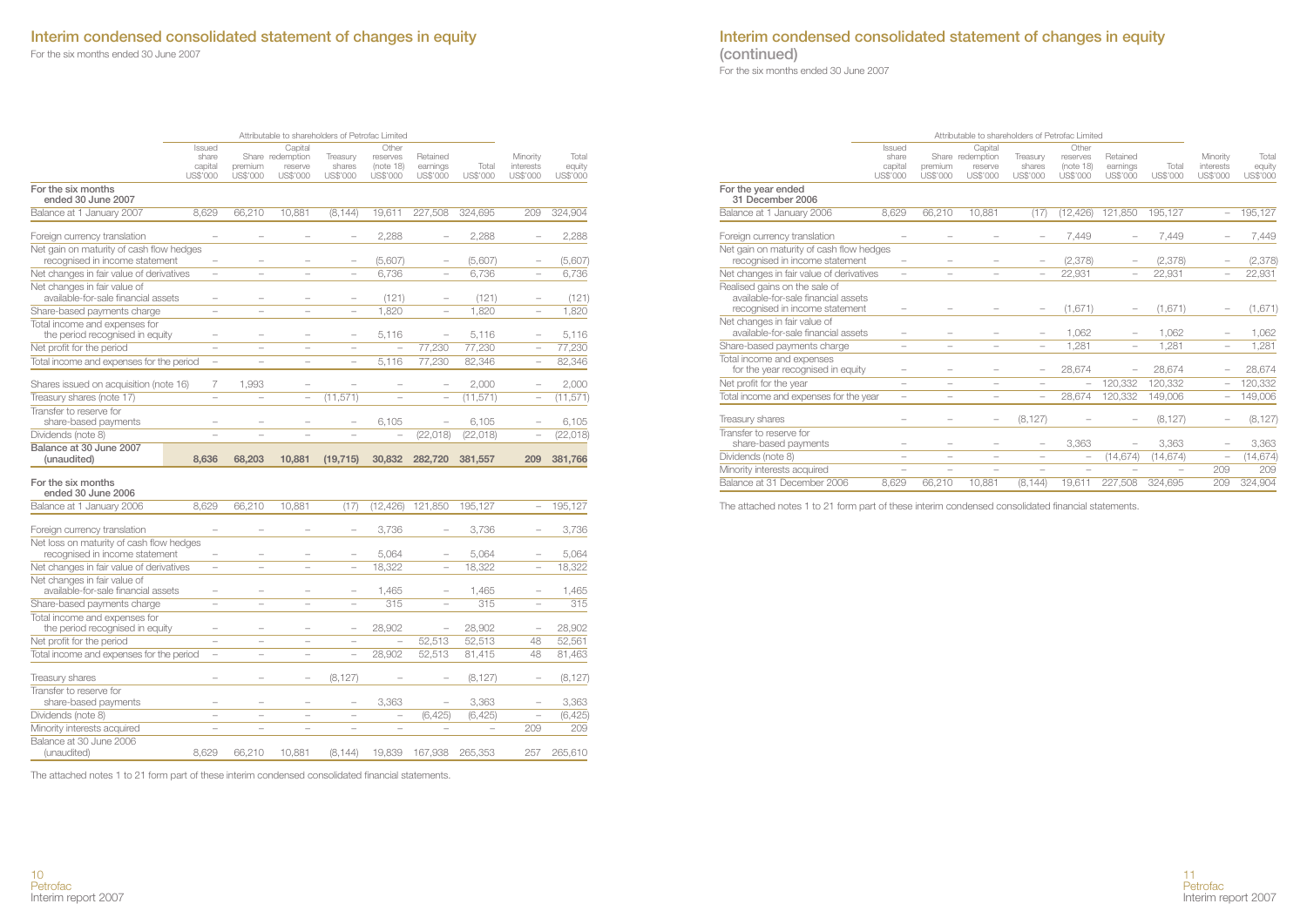# Interim condensed consolidated statement of changes in equity

For the six months ended 30 June 2007

| | Attributable to shareholders of Petrofac Limited | | | | | | | | |
|---|---|---|---|---|---|---|---|---|---|
| | Issued share capital US$'000 | Share premium US$'000 | Capital redemption reserve US$'000 | Treasury shares US$'000 | Other reserves (note 18) US$'000 | Retained earnings US$'000 | Total US$'000 | Minority interests US$'000 | Total equity US$'000 |
| **For the six months ended 30 June 2007** | | | | | | | | | |
| Balance at 1 January 2007 | 8,629 | 66,210 | 10,881 | (8,144) | 19,611 | 227,508 | 324,695 | 209 | 324,904 |
| Foreign currency translation | – | – | – | – | 2,288 | – | 2,288 | – | 2,288 |
| Net gain on maturity of cash flow hedges recognised in income statement | – | – | – | – | (5,607) | – | (5,607) | – | (5,607) |
| Net changes in fair value of derivatives | – | – | – | – | 6,736 | – | 6,736 | – | 6,736 |
| Net changes in fair value of available-for-sale financial assets | – | – | – | – | (121) | – | (121) | – | (121) |
| Share-based payments charge | – | – | – | – | 1,820 | – | 1,820 | – | 1,820 |
| Total income and expenses for the period recognised in equity | – | – | – | – | 5,116 | – | 5,116 | – | 5,116 |
| Net profit for the period | – | – | – | – | – | 77,230 | 77,230 | – | 77,230 |
| Total income and expenses for the period | – | – | – | – | 5,116 | 77,230 | 82,346 | – | 82,346 |
| Shares issued on acquisition (note 16) | 7 | 1,993 | – | – | – | – | 2,000 | – | 2,000 |
| Treasury shares (note 17) | – | – | – | (11,571) | – | – | (11,571) | – | (11,571) |
| Transfer to reserve for share-based payments | – | – | – | – | 6,105 | – | 6,105 | – | 6,105 |
| Dividends (note 8) | – | – | – | – | – | (22,018) | (22,018) | – | (22,018) |
| **Balance at 30 June 2007 (unaudited)** | **8,636** | **68,203** | **10,881** | **(19,715)** | **30,832** | **282,720** | **381,557** | **209** | **381,766** |
| **For the six months ended 30 June 2006** | | | | | | | | | |
| Balance at 1 January 2006 | 8,629 | 66,210 | 10,881 | (17) | (12,426) | 121,850 | 195,127 | – | 195,127 |
| Foreign currency translation | – | – | – | – | 3,736 | – | 3,736 | – | 3,736 |
| Net loss on maturity of cash flow hedges recognised in income statement | – | – | – | – | 5,064 | – | 5,064 | – | 5,064 |
| Net changes in fair value of derivatives | – | – | – | – | 18,322 | – | 18,322 | – | 18,322 |
| Net changes in fair value of available-for-sale financial assets | – | – | – | – | 1,465 | – | 1,465 | – | 1,465 |
| Share-based payments charge | – | – | – | – | 315 | – | 315 | – | 315 |
| Total income and expenses for the period recognised in equity | – | – | – | – | 28,902 | – | 28,902 | – | 28,902 |
| Net profit for the period | – | – | – | – | – | 52,513 | 52,513 | 48 | 52,561 |
| Total income and expenses for the period | – | – | – | – | 28,902 | 52,513 | 81,415 | 48 | 81,463 |
| Treasury shares | – | – | – | (8,127) | – | – | (8,127) | – | (8,127) |
| Transfer to reserve for share-based payments | – | – | – | – | 3,363 | – | 3,363 | – | 3,363 |
| Dividends (note 8) | – | – | – | – | – | (6,425) | (6,425) | – | (6,425) |
| Minority interests acquired | – | – | – | – | – | – | – | 209 | 209 |
| Balance at 30 June 2006 (unaudited) | 8,629 | 66,210 | 10,881 | (8,144) | 19,839 | 167,938 | 265,353 | 257 | 265,610 |

The attached notes 1 to 21 form part of these interim condensed consolidated financial statements.

# Interim condensed consolidated statement of changes in equity (continued)

For the six months ended 30 June 2007

| | Attributable to shareholders of Petrofac Limited | | | | | | | | |
|---|---|---|---|---|---|---|---|---|---|
| | Issued share capital US$'000 | Share premium US$'000 | Capital redemption reserve US$'000 | Treasury shares US$'000 | Other reserves (note 18) US$'000 | Retained earnings US$'000 | Total US$'000 | Minority interests US$'000 | Total equity US$'000 |
| **For the year ended 31 December 2006** | | | | | | | | | |
| Balance at 1 January 2006 | 8,629 | 66,210 | 10,881 | (17) | (12,426) | 121,850 | 195,127 | – | 195,127 |
| Foreign currency translation | – | – | – | – | 7,449 | – | 7,449 | – | 7,449 |
| Net gain on maturity of cash flow hedges recognised in income statement | – | – | – | – | (2,378) | – | (2,378) | – | (2,378) |
| Net changes in fair value of derivatives | – | – | – | – | 22,931 | – | 22,931 | – | 22,931 |
| Realised gains on the sale of available-for-sale financial assets recognised in income statement | – | – | – | – | (1,671) | – | (1,671) | – | (1,671) |
| Net changes in fair value of available-for-sale financial assets | – | – | – | – | 1,062 | – | 1,062 | – | 1,062 |
| Share-based payments charge | – | – | – | – | 1,281 | – | 1,281 | – | 1,281 |
| Total income and expenses for the year recognised in equity | – | – | – | – | 28,674 | – | 28,674 | – | 28,674 |
| Net profit for the year | – | – | – | – | – | 120,332 | 120,332 | – | 120,332 |
| Total income and expenses for the year | – | – | – | – | 28,674 | 120,332 | 149,006 | – | 149,006 |
| Treasury shares | – | – | – | (8,127) | – | – | (8,127) | – | (8,127) |
| Transfer to reserve for share-based payments | – | – | – | – | 3,363 | – | 3,363 | – | 3,363 |
| Dividends (note 8) | – | – | – | – | – | (14,674) | (14,674) | – | (14,674) |
| Minority interests acquired | – | – | – | – | – | – | – | 209 | 209 |
| Balance at 31 December 2006 | 8,629 | 66,210 | 10,881 | (8,144) | 19,611 | 227,508 | 324,695 | 209 | 324,904 |

The attached notes 1 to 21 form part of these interim condensed consolidated financial statements.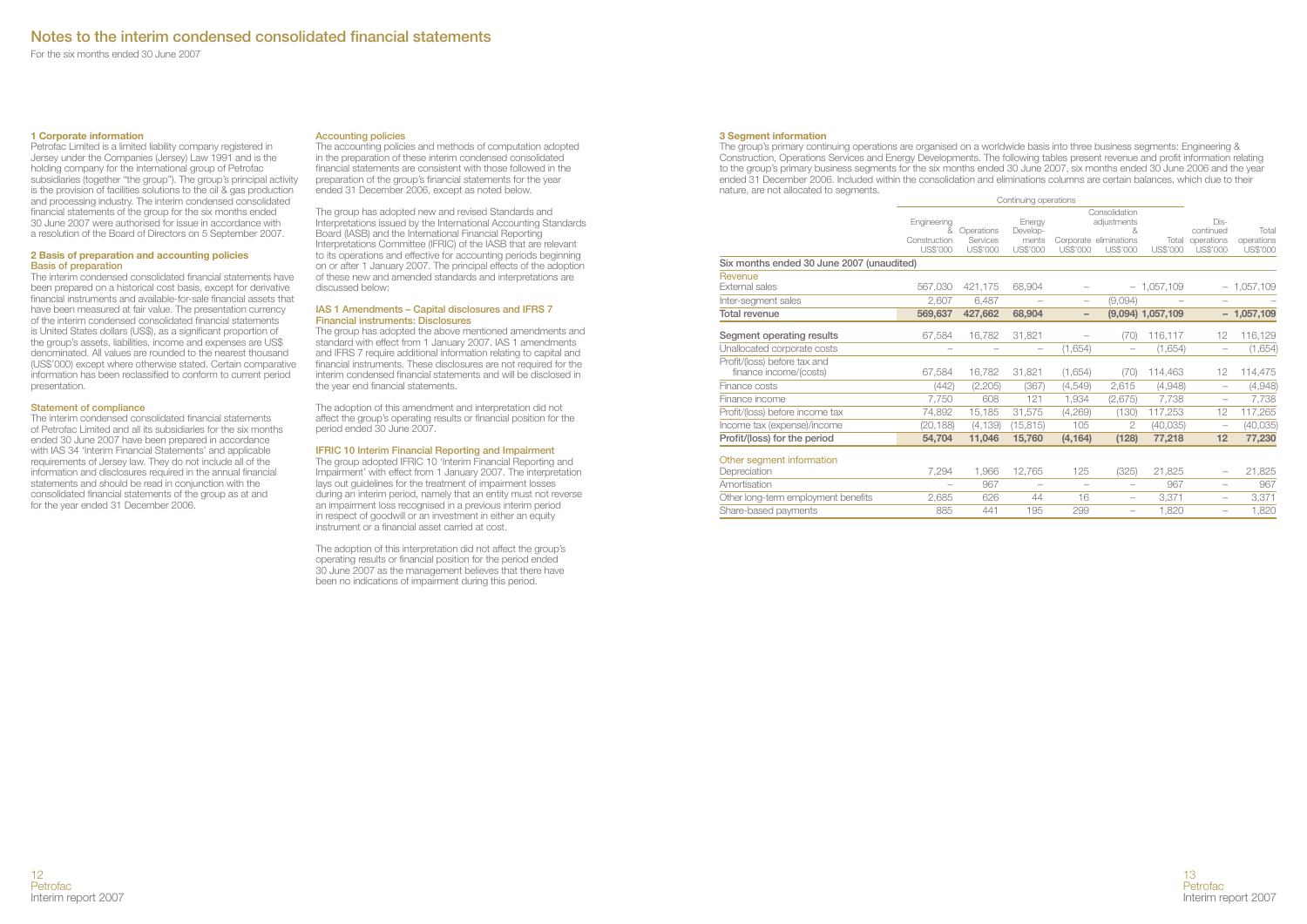# Notes to the interim condensed consolidated financial statements

For the six months ended 30 June 2007

### 1 Corporate information

Petrofac Limited is a limited liability company registered in Jersey under the Companies (Jersey) Law 1991 and is the holding company for the international group of Petrofac subsidiaries (together "the group"). The group's principal activity is the provision of facilities solutions to the oil & gas production and processing industry. The interim condensed consolidated financial statements of the group for the six months ended 30 June 2007 were authorised for issue in accordance with a resolution of the Board of Directors on 5 September 2007.

### 2 Basis of preparation and accounting policies

#### Basis of preparation

The interim condensed consolidated financial statements have been prepared on a historical cost basis, except for derivative financial instruments and available-for-sale financial assets that have been measured at fair value. The presentation currency of the interim condensed consolidated financial statements is United States dollars (US$), as a significant proportion of the group's assets, liabilities, income and expenses are US$ denominated. All values are rounded to the nearest thousand (US$'000) except where otherwise stated. Certain comparative information has been reclassified to conform to current period presentation.

#### Statement of compliance

The interim condensed consolidated financial statements of Petrofac Limited and all its subsidiaries for the six months ended 30 June 2007 have been prepared in accordance with IAS 34 'Interim Financial Statements' and applicable requirements of Jersey law. They do not include all of the information and disclosures required in the annual financial statements and should be read in conjunction with the consolidated financial statements of the group as at and for the year ended 31 December 2006.

#### Accounting policies

The accounting policies and methods of computation adopted in the preparation of these interim condensed consolidated financial statements are consistent with those followed in the preparation of the group's financial statements for the year ended 31 December 2006, except as noted below.

The group has adopted new and revised Standards and Interpretations issued by the International Accounting Standards Board (IASB) and the International Financial Reporting Interpretations Committee (IFRIC) of the IASB that are relevant to its operations and effective for accounting periods beginning on or after 1 January 2007. The principal effects of the adoption of these new and amended standards and interpretations are discussed below:

#### IAS 1 Amendments – Capital disclosures and IFRS 7 Financial instruments: Disclosures

The group has adopted the above mentioned amendments and standard with effect from 1 January 2007. IAS 1 amendments and IFRS 7 require additional information relating to capital and financial instruments. These disclosures are not required for the interim condensed financial statements and will be disclosed in the year end financial statements.

The adoption of this amendment and interpretation did not affect the group's operating results or financial position for the period ended 30 June 2007.

#### IFRIC 10 Interim Financial Reporting and Impairment

The group adopted IFRIC 10 'Interim Financial Reporting and Impairment' with effect from 1 January 2007. The interpretation lays out guidelines for the treatment of impairment losses during an interim period, namely that an entity must not reverse an impairment loss recognised in a previous interim period in respect of goodwill or an investment in either an equity instrument or a financial asset carried at cost.

The adoption of this interpretation did not affect the group's operating results or financial position for the period ended 30 June 2007 as the management believes that there have been no indications of impairment during this period.

### 3 Segment information

The group's primary continuing operations are organised on a worldwide basis into three business segments: Engineering & Construction, Operations Services and Energy Developments. The following tables present revenue and profit information relating to the group's primary business segments for the six months ended 30 June 2007, six months ended 30 June 2006 and the year ended 31 December 2006. Included within the consolidation and eliminations columns are certain balances, which due to their nature, are not allocated to segments.

| | Continuing operations | | | | | | | |
|---|---|---|---|---|---|---|---|---|
| | Engineering & Construction US$'000 | Operations Services US$'000 | Energy Develop-ments US$'000 | Corporate US$'000 | Consolidation adjustments & eliminations US$'000 | Total US$'000 | Dis-continued operations US$'000 | Total operations US$'000 |
| **Six months ended 30 June 2007 (unaudited)** | | | | | | | | |
| Revenue | | | | | | | | |
| External sales | 567,030 | 421,175 | 68,904 | – | – | 1,057,109 | – | 1,057,109 |
| Inter-segment sales | 2,607 | 6,487 | – | – | (9,094) | – | – | – |
| **Total revenue** | **569,637** | **427,662** | **68,904** | **–** | **(9,094)** | **1,057,109** | **–** | **1,057,109** |
| Segment operating results | 67,584 | 16,782 | 31,821 | – | (70) | 116,117 | 12 | 116,129 |
| Unallocated corporate costs | – | – | – | (1,654) | – | (1,654) | – | (1,654) |
| Profit/(loss) before tax and finance income/(costs) | 67,584 | 16,782 | 31,821 | (1,654) | (70) | 114,463 | 12 | 114,475 |
| Finance costs | (442) | (2,205) | (367) | (4,549) | 2,615 | (4,948) | – | (4,948) |
| Finance income | 7,750 | 608 | 121 | 1,934 | (2,675) | 7,738 | – | 7,738 |
| Profit/(loss) before income tax | 74,892 | 15,185 | 31,575 | (4,269) | (130) | 117,253 | 12 | 117,265 |
| Income tax (expense)/income | (20,188) | (4,139) | (15,815) | 105 | 2 | (40,035) | – | (40,035) |
| **Profit/(loss) for the period** | **54,704** | **11,046** | **15,760** | **(4,164)** | **(128)** | **77,218** | **12** | **77,230** |
| Other segment information | | | | | | | | |
| Depreciation | 7,294 | 1,966 | 12,765 | 125 | (325) | 21,825 | – | 21,825 |
| Amortisation | – | 967 | – | – | – | 967 | – | 967 |
| Other long-term employment benefits | 2,685 | 626 | 44 | 16 | – | 3,371 | – | 3,371 |
| Share-based payments | 885 | 441 | 195 | 299 | – | 1,820 | – | 1,820 |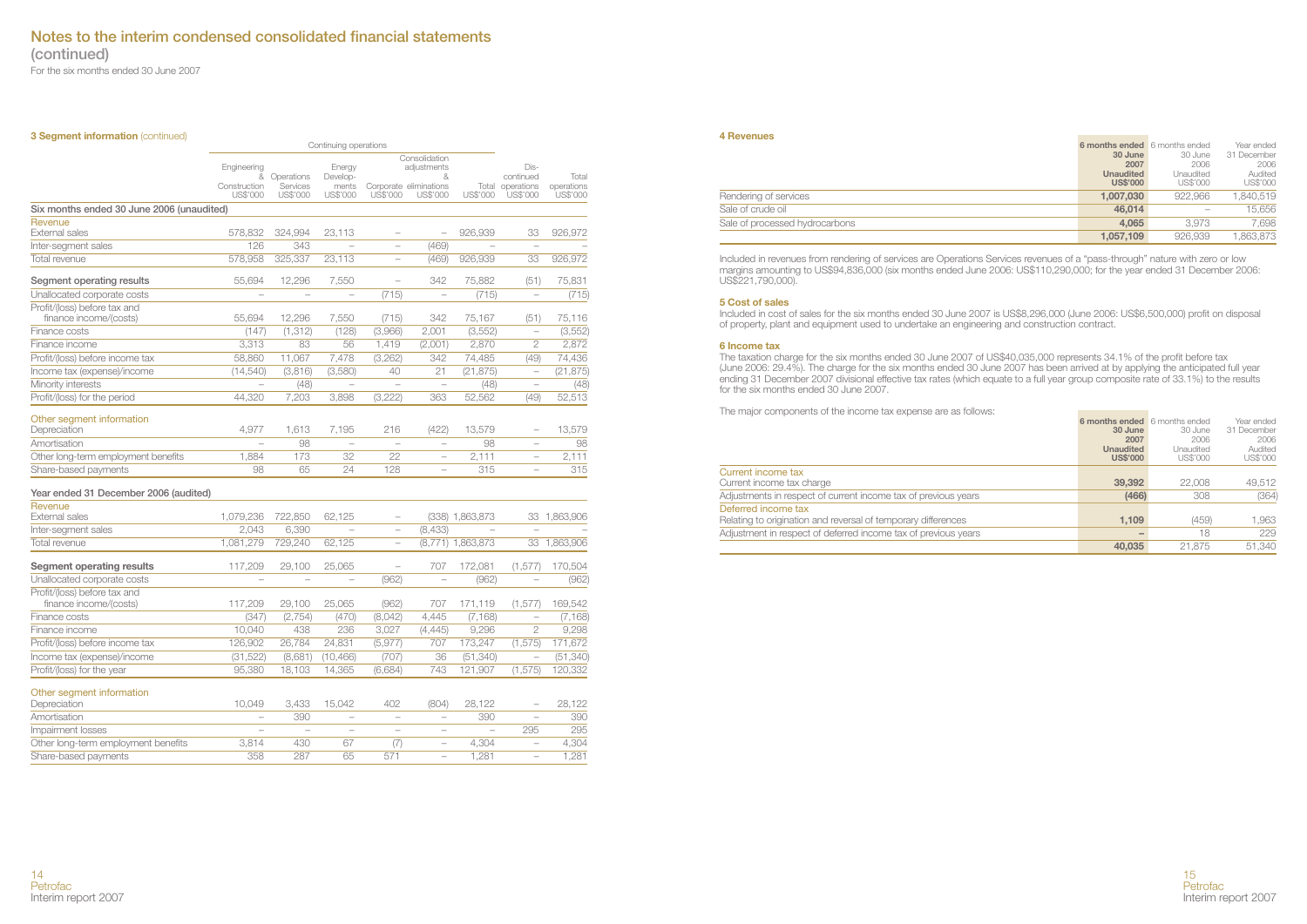# Notes to the interim condensed consolidated financial statements (continued)

For the six months ended 30 June 2007

### 3 Segment information (continued)

| | Continuing operations | | | | | | | |
|---|---|---|---|---|---|---|---|---|
| | Engineering & Construction US$'000 | Operations Services US$'000 | Energy Developments US$'000 | Corporate US$'000 | Consolidation adjustments & eliminations US$'000 | Total US$'000 | Discontinued operations US$'000 | Total operations US$'000 |
| **Six months ended 30 June 2006 (unaudited)** | | | | | | | | |
| Revenue | | | | | | | | |
| External sales | 578,832 | 324,994 | 23,113 | – | – | 926,939 | 33 | 926,972 |
| Inter-segment sales | 126 | 343 | – | – | (469) | – | – | – |
| Total revenue | 578,958 | 325,337 | 23,113 | – | (469) | 926,939 | 33 | 926,972 |
| **Segment operating results** | 55,694 | 12,296 | 7,550 | – | 342 | 75,882 | (51) | 75,831 |
| Unallocated corporate costs | – | – | – | (715) | – | (715) | – | (715) |
| Profit/(loss) before tax and finance income/(costs) | 55,694 | 12,296 | 7,550 | (715) | 342 | 75,167 | (51) | 75,116 |
| Finance costs | (147) | (1,312) | (128) | (3,966) | 2,001 | (3,552) | – | (3,552) |
| Finance income | 3,313 | 83 | 56 | 1,419 | (2,001) | 2,870 | 2 | 2,872 |
| Profit/(loss) before income tax | 58,860 | 11,067 | 7,478 | (3,262) | 342 | 74,485 | (49) | 74,436 |
| Income tax (expense)/income | (14,540) | (3,816) | (3,580) | 40 | 21 | (21,875) | – | (21,875) |
| Minority interests | – | (48) | – | – | – | (48) | – | (48) |
| Profit/(loss) for the period | 44,320 | 7,203 | 3,898 | (3,222) | 363 | 52,562 | (49) | 52,513 |
| Other segment information | | | | | | | | |
| Depreciation | 4,977 | 1,613 | 7,195 | 216 | (422) | 13,579 | – | 13,579 |
| Amortisation | – | 98 | – | – | – | 98 | – | 98 |
| Other long-term employment benefits | 1,884 | 173 | 32 | 22 | – | 2,111 | – | 2,111 |
| Share-based payments | 98 | 65 | 24 | 128 | – | 315 | – | 315 |
| **Year ended 31 December 2006 (audited)** | | | | | | | | |
| Revenue | | | | | | | | |
| External sales | 1,079,236 | 722,850 | 62,125 | – | (338) | 1,863,873 | 33 | 1,863,906 |
| Inter-segment sales | 2,043 | 6,390 | – | – | (8,433) | – | – | – |
| Total revenue | 1,081,279 | 729,240 | 62,125 | – | (8,771) | 1,863,873 | 33 | 1,863,906 |
| **Segment operating results** | 117,209 | 29,100 | 25,065 | – | 707 | 172,081 | (1,577) | 170,504 |
| Unallocated corporate costs | – | – | – | (962) | – | (962) | – | (962) |
| Profit/(loss) before tax and finance income/(costs) | 117,209 | 29,100 | 25,065 | (962) | 707 | 171,119 | (1,577) | 169,542 |
| Finance costs | (347) | (2,754) | (470) | (8,042) | 4,445 | (7,168) | – | (7,168) |
| Finance income | 10,040 | 438 | 236 | 3,027 | (4,445) | 9,296 | 2 | 9,298 |
| Profit/(loss) before income tax | 126,902 | 26,784 | 24,831 | (5,977) | 707 | 173,247 | (1,575) | 171,672 |
| Income tax (expense)/income | (31,522) | (8,681) | (10,466) | (707) | 36 | (51,340) | – | (51,340) |
| Profit/(loss) for the year | 95,380 | 18,103 | 14,365 | (6,684) | 743 | 121,907 | (1,575) | 120,332 |
| Other segment information | | | | | | | | |
| Depreciation | 10,049 | 3,433 | 15,042 | 402 | (804) | 28,122 | – | 28,122 |
| Amortisation | – | 390 | – | – | – | 390 | – | 390 |
| Impairment losses | – | – | – | – | – | – | 295 | 295 |
| Other long-term employment benefits | 3,814 | 430 | 67 | (7) | – | 4,304 | – | 4,304 |
| Share-based payments | 358 | 287 | 65 | 571 | – | 1,281 | – | 1,281 |

### 4 Revenues

| | 6 months ended 30 June 2007 Unaudited US$'000 | 6 months ended 30 June 2006 Unaudited US$'000 | Year ended 31 December 2006 Audited US$'000 |
|---|---|---|---|
| Rendering of services | **1,007,030** | 922,966 | 1,840,519 |
| Sale of crude oil | **46,014** | – | 15,656 |
| Sale of processed hydrocarbons | **4,065** | 3,973 | 7,698 |
| | **1,057,109** | 926,939 | 1,863,873 |

Included in revenues from rendering of services are Operations Services revenues of a "pass-through" nature with zero or low margins amounting to US$94,836,000 (six months ended June 2006: US$110,290,000; for the year ended 31 December 2006: US$221,790,000).

### 5 Cost of sales

Included in cost of sales for the six months ended 30 June 2007 is US$8,296,000 (June 2006: US$6,500,000) profit on disposal of property, plant and equipment used to undertake an engineering and construction contract.

### 6 Income tax

The taxation charge for the six months ended 30 June 2007 of US$40,035,000 represents 34.1% of the profit before tax (June 2006: 29.4%). The charge for the six months ended 30 June 2007 has been arrived at by applying the anticipated full year ending 31 December 2007 divisional effective tax rates (which equate to a full year group composite rate of 33.1%) to the results for the six months ended 30 June 2007.

The major components of the income tax expense are as follows:

| | 6 months ended 30 June 2007 Unaudited US$'000 | 6 months ended 30 June 2006 Unaudited US$'000 | Year ended 31 December 2006 Audited US$'000 |
|---|---|---|---|
| Current income tax | | | |
| Current income tax charge | **39,392** | 22,008 | 49,512 |
| Adjustments in respect of current income tax of previous years | **(466)** | 308 | (364) |
| Deferred income tax | | | |
| Relating to origination and reversal of temporary differences | **1,109** | (459) | 1,963 |
| Adjustment in respect of deferred income tax of previous years | **–** | 18 | 229 |
| | **40,035** | 21,875 | 51,340 |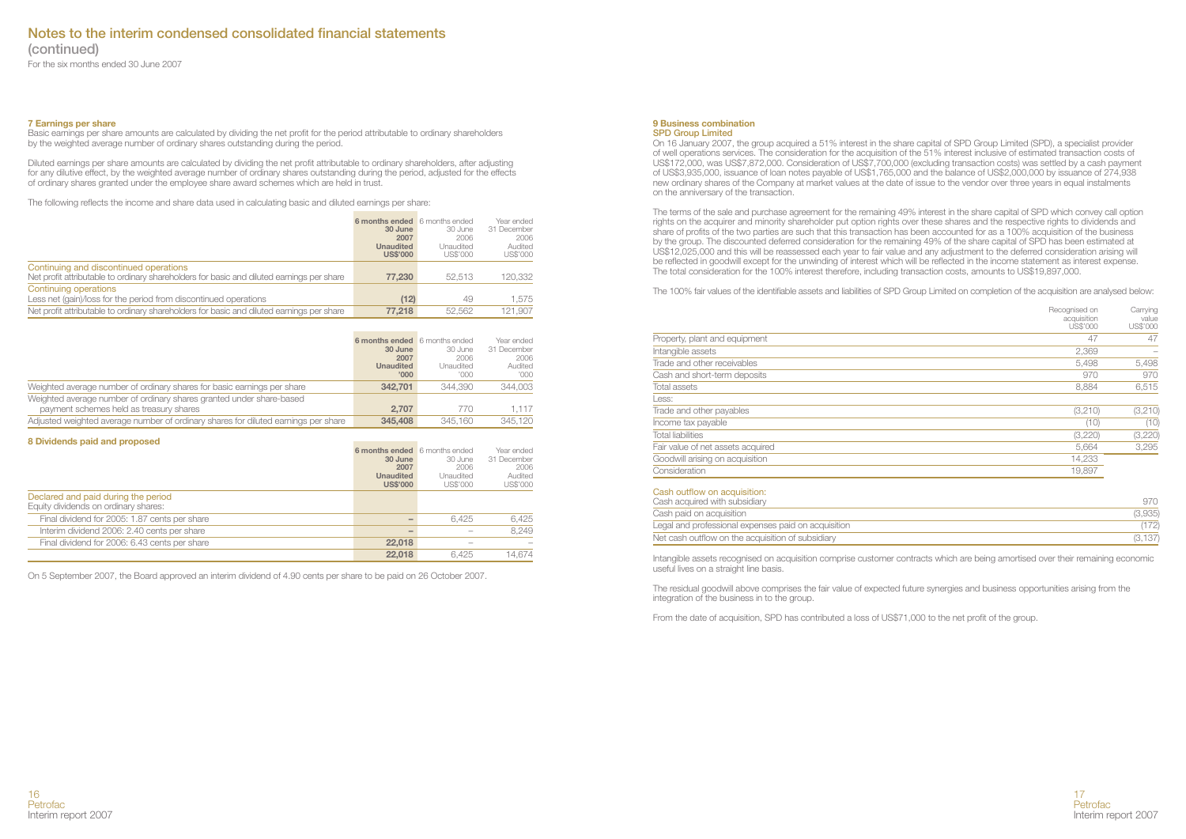# Notes to the interim condensed consolidated financial statements (continued)

For the six months ended 30 June 2007

### 7 Earnings per share

Basic earnings per share amounts are calculated by dividing the net profit for the period attributable to ordinary shareholders by the weighted average number of ordinary shares outstanding during the period.

Diluted earnings per share amounts are calculated by dividing the net profit attributable to ordinary shareholders, after adjusting for any dilutive effect, by the weighted average number of ordinary shares outstanding during the period, adjusted for the effects of ordinary shares granted under the employee share award schemes which are held in trust.

The following reflects the income and share data used in calculating basic and diluted earnings per share:

| | **6 months ended 30 June 2007 Unaudited US$'000** | 6 months ended 30 June 2006 Unaudited US$'000 | Year ended 31 December 2006 Audited US$'000 |
|---|---|---|---|
| Continuing and discontinued operations | | | |
| Net profit attributable to ordinary shareholders for basic and diluted earnings per share | **77,230** | 52,513 | 120,332 |
| Continuing operations | | | |
| Less net (gain)/loss for the period from discontinued operations | **(12)** | 49 | 1,575 |
| Net profit attributable to ordinary shareholders for basic and diluted earnings per share | **77,218** | 52,562 | 121,907 |

| | **6 months ended 30 June 2007 Unaudited '000** | 6 months ended 30 June 2006 Unaudited '000 | Year ended 31 December 2006 Audited '000 |
|---|---|---|---|
| Weighted average number of ordinary shares for basic earnings per share | **342,701** | 344,390 | 344,003 |
| Weighted average number of ordinary shares granted under share-based payment schemes held as treasury shares | **2,707** | 770 | 1,117 |
| Adjusted weighted average number of ordinary shares for diluted earnings per share | **345,408** | 345,160 | 345,120 |

### 8 Dividends paid and proposed

| | **6 months ended 30 June 2007 Unaudited US$'000** | 6 months ended 30 June 2006 Unaudited US$'000 | Year ended 31 December 2006 Audited US$'000 |
|---|---|---|---|
| Declared and paid during the period | | | |
| Equity dividends on ordinary shares: | | | |
| Final dividend for 2005: 1.87 cents per share | **–** | 6,425 | 6,425 |
| Interim dividend 2006: 2.40 cents per share | **–** | – | 8,249 |
| Final dividend for 2006: 6.43 cents per share | **22,018** | – | – |
| | **22,018** | 6,425 | 14,674 |

On 5 September 2007, the Board approved an interim dividend of 4.90 cents per share to be paid on 26 October 2007.

### 9 Business combination

#### SPD Group Limited

On 16 January 2007, the group acquired a 51% interest in the share capital of SPD Group Limited (SPD), a specialist provider of well operations services. The consideration for the acquisition of the 51% interest inclusive of estimated transaction costs of US$172,000, was US$7,872,000. Consideration of US$7,700,000 (excluding transaction costs) was settled by a cash payment of US$3,935,000, issuance of loan notes payable of US$1,765,000 and the balance of US$2,000,000 by issuance of 274,938 new ordinary shares of the Company at market values at the date of issue to the vendor over three years in equal instalments on the anniversary of the transaction.

The terms of the sale and purchase agreement for the remaining 49% interest in the share capital of SPD which convey call option rights on the acquirer and minority shareholder put option rights over these shares and the respective rights to dividends and share of profits of the two parties are such that this transaction has been accounted for as a 100% acquisition of the business by the group. The discounted deferred consideration for the remaining 49% of the share capital of SPD has been estimated at US$12,025,000 and this will be reassessed each year to fair value and any adjustment to the deferred consideration arising will be reflected in goodwill except for the unwinding of interest which will be reflected in the income statement as interest expense. The total consideration for the 100% interest therefore, including transaction costs, amounts to US$19,897,000.

The 100% fair values of the identifiable assets and liabilities of SPD Group Limited on completion of the acquisition are analysed below:

| | Recognised on acquisition US$'000 | Carrying value US$'000 |
|---|---|---|
| Property, plant and equipment | 47 | 47 |
| Intangible assets | 2,369 | – |
| Trade and other receivables | 5,498 | 5,498 |
| Cash and short-term deposits | 970 | 970 |
| Total assets | 8,884 | 6,515 |
| Less: | | |
| Trade and other payables | (3,210) | (3,210) |
| Income tax payable | (10) | (10) |
| Total liabilities | (3,220) | (3,220) |
| Fair value of net assets acquired | 5,664 | 3,295 |
| Goodwill arising on acquisition | 14,233 | |
| Consideration | 19,897 | |

| Cash outflow on acquisition: | |
|---|---|
| Cash acquired with subsidiary | 970 |
| Cash paid on acquisition | (3,935) |
| Legal and professional expenses paid on acquisition | (172) |
| Net cash outflow on the acquisition of subsidiary | (3,137) |

Intangible assets recognised on acquisition comprise customer contracts which are being amortised over their remaining economic useful lives on a straight line basis.

The residual goodwill above comprises the fair value of expected future synergies and business opportunities arising from the integration of the business in to the group.

From the date of acquisition, SPD has contributed a loss of US$71,000 to the net profit of the group.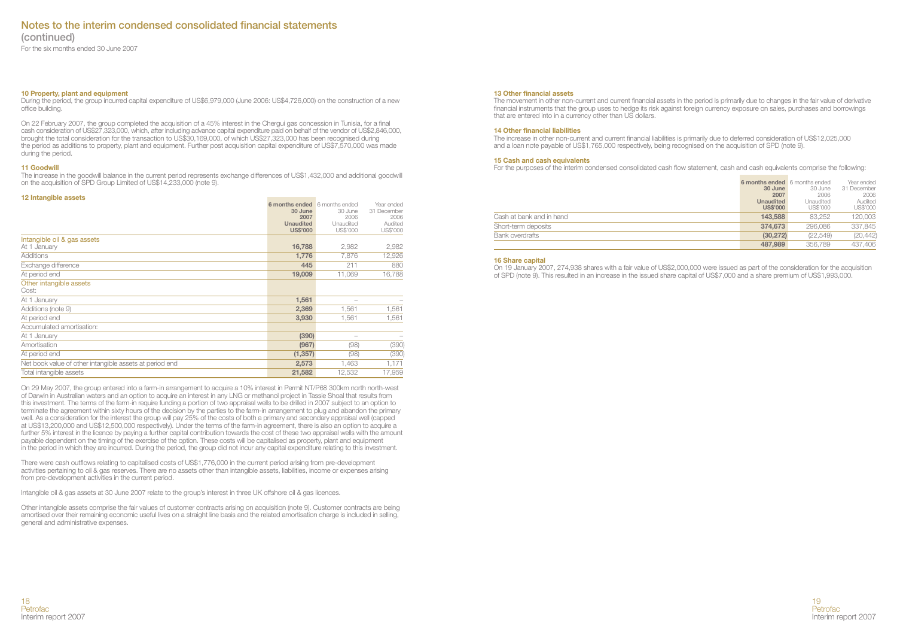# Notes to the interim condensed consolidated financial statements (continued)

For the six months ended 30 June 2007

### 10 Property, plant and equipment

During the period, the group incurred capital expenditure of US$6,979,000 (June 2006: US$4,726,000) on the construction of a new office building.

On 22 February 2007, the group completed the acquisition of a 45% interest in the Chergui gas concession in Tunisia, for a final cash consideration of US$27,323,000, which, after including advance capital expenditure paid on behalf of the vendor of US$2,846,000, brought the total consideration for the transaction to US$30,169,000, of which US$27,323,000 has been recognised during the period as additions to property, plant and equipment. Further post acquisition capital expenditure of US$7,570,000 was made during the period.

### 11 Goodwill

The increase in the goodwill balance in the current period represents exchange differences of US$1,432,000 and additional goodwill on the acquisition of SPD Group Limited of US$14,233,000 (note 9).

### 12 Intangible assets

| | 6 months ended 30 June 2007 Unaudited US$'000 | 6 months ended 30 June 2006 Unaudited US$'000 | Year ended 31 December 2006 Audited US$'000 |
|---|---|---|---|
| **Intangible oil & gas assets** | | | |
| At 1 January | **16,788** | 2,982 | 2,982 |
| Additions | **1,776** | 7,876 | 12,926 |
| Exchange difference | **445** | 211 | 880 |
| At period end | **19,009** | 11,069 | 16,788 |
| **Other intangible assets** | | | |
| Cost: | | | |
| At 1 January | **1,561** | – | – |
| Additions (note 9) | **2,369** | 1,561 | 1,561 |
| At period end | **3,930** | 1,561 | 1,561 |
| Accumulated amortisation: | | | |
| At 1 January | **(390)** | – | – |
| Amortisation | **(967)** | (98) | (390) |
| At period end | **(1,357)** | (98) | (390) |
| Net book value of other intangible assets at period end | **2,573** | 1,463 | 1,171 |
| Total intangible assets | **21,582** | 12,532 | 17,959 |

On 29 May 2007, the group entered into a farm-in arrangement to acquire a 10% interest in Permit NT/P68 300km north north-west of Darwin in Australian waters and an option to acquire an interest in any LNG or methanol project in Tassie Shoal that results from this investment. The terms of the farm-in require funding a portion of two appraisal wells to be drilled in 2007 subject to an option to terminate the agreement within sixty hours of the decision by the parties to the farm-in arrangement to plug and abandon the primary well. As a consideration for the interest the group will pay 25% of the costs of both a primary and secondary appraisal well (capped at US$13,200,000 and US$12,500,000 respectively). Under the terms of the farm-in agreement, there is also an option to acquire a further 5% interest in the licence by paying a further capital contribution towards the cost of these two appraisal wells with the amount payable dependent on the timing of the exercise of the option. These costs will be capitalised as property, plant and equipment in the period in which they are incurred. During the period, the group did not incur any capital expenditure relating to this investment.

There were cash outflows relating to capitalised costs of US$1,776,000 in the current period arising from pre-development activities pertaining to oil & gas reserves. There are no assets other than intangible assets, liabilities, income or expenses arising from pre-development activities in the current period.

Intangible oil & gas assets at 30 June 2007 relate to the group's interest in three UK offshore oil & gas licences.

Other intangible assets comprise the fair values of customer contracts arising on acquisition (note 9). Customer contracts are being amortised over their remaining economic useful lives on a straight line basis and the related amortisation charge is included in selling, general and administrative expenses.

### 13 Other financial assets

The movement in other non-current and current financial assets in the period is primarily due to changes in the fair value of derivative financial instruments that the group uses to hedge its risk against foreign currency exposure on sales, purchases and borrowings that are entered into in a currency other than US dollars.

### 14 Other financial liabilities

The increase in other non-current and current financial liabilities is primarily due to deferred consideration of US$12,025,000 and a loan note payable of US$1,765,000 respectively, being recognised on the acquisition of SPD (note 9).

### 15 Cash and cash equivalents

For the purposes of the interim condensed consolidated cash flow statement, cash and cash equivalents comprise the following:

| | 6 months ended 30 June 2007 Unaudited US$'000 | 6 months ended 30 June 2006 Unaudited US$'000 | Year ended 31 December 2006 Audited US$'000 |
|---|---|---|---|
| Cash at bank and in hand | **143,588** | 83,252 | 120,003 |
| Short-term deposits | **374,673** | 296,086 | 337,845 |
| Bank overdrafts | **(30,272)** | (22,549) | (20,442) |
| | **487,989** | 356,789 | 437,406 |

### 16 Share capital

On 19 January 2007, 274,938 shares with a fair value of US$2,000,000 were issued as part of the consideration for the acquisition of SPD (note 9). This resulted in an increase in the issued share capital of US$7,000 and a share premium of US$1,993,000.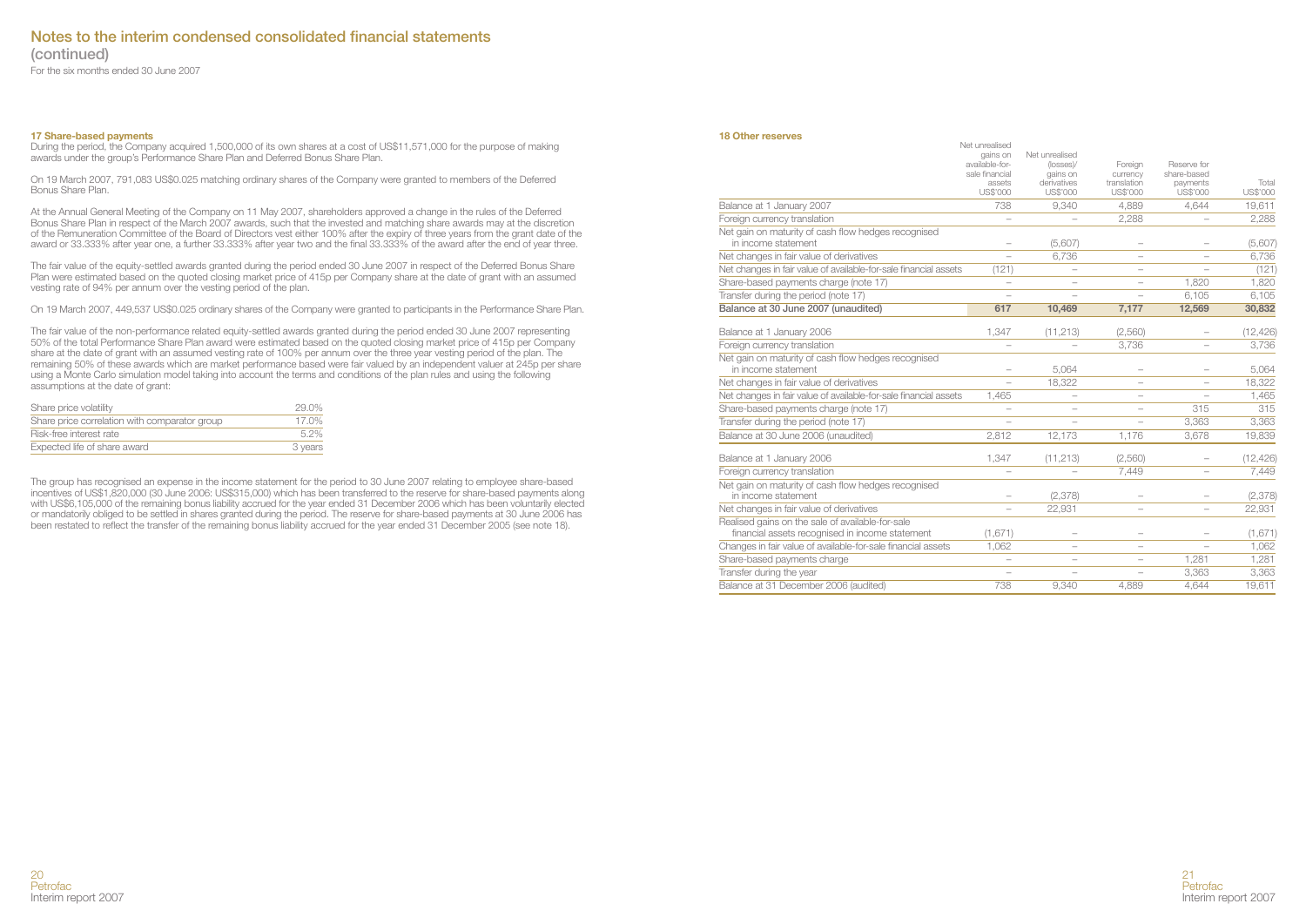# Notes to the interim condensed consolidated financial statements (continued)

For the six months ended 30 June 2007

### 17 Share-based payments

During the period, the Company acquired 1,500,000 of its own shares at a cost of US$11,571,000 for the purpose of making awards under the group's Performance Share Plan and Deferred Bonus Share Plan.

On 19 March 2007, 791,083 US$0.025 matching ordinary shares of the Company were granted to members of the Deferred Bonus Share Plan.

At the Annual General Meeting of the Company on 11 May 2007, shareholders approved a change in the rules of the Deferred Bonus Share Plan in respect of the March 2007 awards, such that the invested and matching share awards may at the discretion of the Remuneration Committee of the Board of Directors vest either 100% after the expiry of three years from the grant date of the award or 33.333% after year one, a further 33.333% after year two and the final 33.333% of the award after the end of year three.

The fair value of the equity-settled awards granted during the period ended 30 June 2007 in respect of the Deferred Bonus Share Plan were estimated based on the quoted closing market price of 415p per Company share at the date of grant with an assumed vesting rate of 94% per annum over the vesting period of the plan.

On 19 March 2007, 449,537 US$0.025 ordinary shares of the Company were granted to participants in the Performance Share Plan.

The fair value of the non-performance related equity-settled awards granted during the period ended 30 June 2007 representing 50% of the total Performance Share Plan award were estimated based on the quoted closing market price of 415p per Company share at the date of grant with an assumed vesting rate of 100% per annum over the three year vesting period of the plan. The remaining 50% of these awards which are market performance based were fair valued by an independent valuer at 245p per share using a Monte Carlo simulation model taking into account the terms and conditions of the plan rules and using the following assumptions at the date of grant:

| | |
|---|---|
| Share price volatility | 29.0% |
| Share price correlation with comparator group | 17.0% |
| Risk-free interest rate | 5.2% |
| Expected life of share award | 3 years |

The group has recognised an expense in the income statement for the period to 30 June 2007 relating to employee share-based incentives of US$1,820,000 (30 June 2006: US$315,000) which has been transferred to the reserve for share-based payments along with US$6,105,000 of the remaining bonus liability accrued for the year ended 31 December 2006 which has been voluntarily elected or mandatorily obliged to be settled in shares granted during the period. The reserve for share-based payments at 30 June 2006 has been restated to reflect the transfer of the remaining bonus liability accrued for the year ended 31 December 2005 (see note 18).

### 18 Other reserves

| | Net unrealised gains on available-for-sale financial assets US$'000 | Net unrealised (losses)/ gains on derivatives US$'000 | Foreign currency translation US$'000 | Reserve for share-based payments US$'000 | Total US$'000 |
|---|---|---|---|---|---|
| Balance at 1 January 2007 | 738 | 9,340 | 4,889 | 4,644 | 19,611 |
| Foreign currency translation | – | – | 2,288 | – | 2,288 |
| Net gain on maturity of cash flow hedges recognised in income statement | – | (5,607) | – | – | (5,607) |
| Net changes in fair value of derivatives | – | 6,736 | – | – | 6,736 |
| Net changes in fair value of available-for-sale financial assets | (121) | – | – | – | (121) |
| Share-based payments charge (note 17) | – | – | – | 1,820 | 1,820 |
| Transfer during the period (note 17) | – | – | – | 6,105 | 6,105 |
| **Balance at 30 June 2007 (unaudited)** | **617** | **10,469** | **7,177** | **12,569** | **30,832** |
| Balance at 1 January 2006 | 1,347 | (11,213) | (2,560) | – | (12,426) |
| Foreign currency translation | – | – | 3,736 | – | 3,736 |
| Net gain on maturity of cash flow hedges recognised in income statement | – | 5,064 | – | – | 5,064 |
| Net changes in fair value of derivatives | – | 18,322 | – | – | 18,322 |
| Net changes in fair value of available-for-sale financial assets | 1,465 | – | – | – | 1,465 |
| Share-based payments charge (note 17) | – | – | – | 315 | 315 |
| Transfer during the period (note 17) | – | – | – | 3,363 | 3,363 |
| Balance at 30 June 2006 (unaudited) | 2,812 | 12,173 | 1,176 | 3,678 | 19,839 |
| Balance at 1 January 2006 | 1,347 | (11,213) | (2,560) | – | (12,426) |
| Foreign currency translation | – | – | 7,449 | – | 7,449 |
| Net gain on maturity of cash flow hedges recognised in income statement | – | (2,378) | – | – | (2,378) |
| Net changes in fair value of derivatives | – | 22,931 | – | – | 22,931 |
| Realised gains on the sale of available-for-sale financial assets recognised in income statement | (1,671) | – | – | – | (1,671) |
| Changes in fair value of available-for-sale financial assets | 1,062 | – | – | – | 1,062 |
| Share-based payments charge | – | – | – | 1,281 | 1,281 |
| Transfer during the year | – | – | – | 3,363 | 3,363 |
| Balance at 31 December 2006 (audited) | 738 | 9,340 | 4,889 | 4,644 | 19,611 |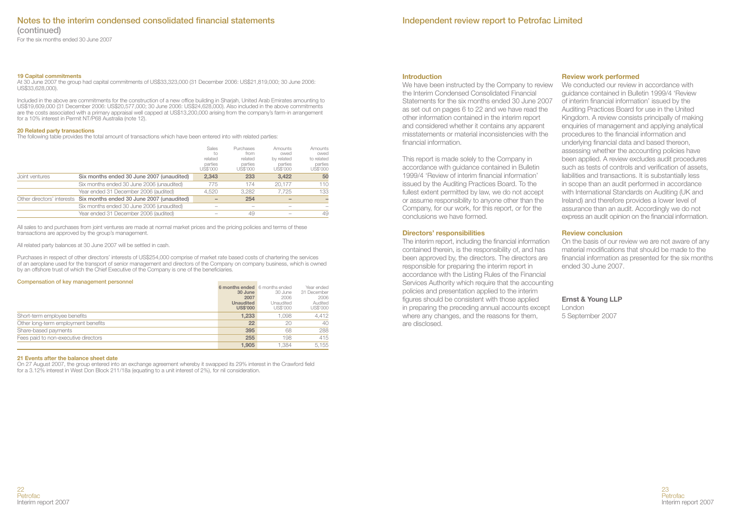# Notes to the interim condensed consolidated financial statements (continued)

For the six months ended 30 June 2007

### 19 Capital commitments

At 30 June 2007 the group had capital commitments of US$33,323,000 (31 December 2006: US$21,819,000; 30 June 2006: US$33,628,000).

Included in the above are commitments for the construction of a new office building in Sharjah, United Arab Emirates amounting to US$19,609,000 (31 December 2006: US$20,577,000; 30 June 2006: US$24,628,000). Also included in the above commitments are the costs associated with a primary appraisal well capped at US$13,200,000 arising from the company's farm-in arrangement for a 10% interest in Permit NT/P68 Australia (note 12).

### 20 Related party transactions

The following table provides the total amount of transactions which have been entered into with related parties:

| | | Sales to related parties US$'000 | Purchases from related parties US$'000 | Amounts owed by related parties US$'000 | Amounts owed to related parties US$'000 |
|---|---|---|---|---|---|
| Joint ventures | **Six months ended 30 June 2007 (unaudited)** | **2,343** | **233** | **3,422** | **50** |
| | Six months ended 30 June 2006 (unaudited) | 775 | 174 | 20,177 | 110 |
| | Year ended 31 December 2006 (audited) | 4,520 | 3,282 | 7,725 | 133 |
| Other directors' interests | **Six months ended 30 June 2007 (unaudited)** | **–** | **254** | **–** | **–** |
| | Six months ended 30 June 2006 (unaudited) | – | – | – | – |
| | Year ended 31 December 2006 (audited) | – | 49 | – | 49 |

All sales to and purchases from joint ventures are made at normal market prices and the pricing policies and terms of these transactions are approved by the group's management.

All related party balances at 30 June 2007 will be settled in cash.

Purchases in respect of other directors' interests of US$254,000 comprise of market rate based costs of chartering the services of an aeroplane used for the transport of senior management and directors of the Company on company business, which is owned by an offshore trust of which the Chief Executive of the Company is one of the beneficiaries.

#### Compensation of key management personnel

| | 6 months ended 30 June 2007 Unaudited US$'000 | 6 months ended 30 June 2006 Unaudited US$'000 | Year ended 31 December 2006 Audited US$'000 |
|---|---|---|---|
| Short-term employee benefits | **1,233** | 1,098 | 4,412 |
| Other long-term employment benefits | **22** | 20 | 40 |
| Share-based payments | **395** | 68 | 288 |
| Fees paid to non-executive directors | **255** | 198 | 415 |
| | **1,905** | 1,384 | 5,155 |

### 21 Events after the balance sheet date

On 27 August 2007, the group entered into an exchange agreement whereby it swapped its 29% interest in the Crawford field for a 3.12% interest in West Don Block 211/18a (equating to a unit interest of 2%), for nil consideration.

# Independent review report to Petrofac Limited

### Introduction

We have been instructed by the Company to review the Interim Condensed Consolidated Financial Statements for the six months ended 30 June 2007 as set out on pages 6 to 22 and we have read the other information contained in the interim report and considered whether it contains any apparent misstatements or material inconsistencies with the financial information.

This report is made solely to the Company in accordance with guidance contained in Bulletin 1999/4 'Review of interim financial information' issued by the Auditing Practices Board. To the fullest extent permitted by law, we do not accept or assume responsibility to anyone other than the Company, for our work, for this report, or for the conclusions we have formed.

### Directors' responsibilities

The interim report, including the financial information contained therein, is the responsibility of, and has been approved by, the directors. The directors are responsible for preparing the interim report in accordance with the Listing Rules of the Financial Services Authority which require that the accounting policies and presentation applied to the interim figures should be consistent with those applied in preparing the preceding annual accounts except where any changes, and the reasons for them, are disclosed.

### Review work performed

We conducted our review in accordance with guidance contained in Bulletin 1999/4 'Review of interim financial information' issued by the Auditing Practices Board for use in the United Kingdom. A review consists principally of making enquiries of management and applying analytical procedures to the financial information and underlying financial data and based thereon, assessing whether the accounting policies have been applied. A review excludes audit procedures such as tests of controls and verification of assets, liabilities and transactions. It is substantially less in scope than an audit performed in accordance with International Standards on Auditing (UK and Ireland) and therefore provides a lower level of assurance than an audit. Accordingly we do not express an audit opinion on the financial information.

### Review conclusion

On the basis of our review we are not aware of any material modifications that should be made to the financial information as presented for the six months ended 30 June 2007.

**Ernst & Young LLP**
London
5 September 2007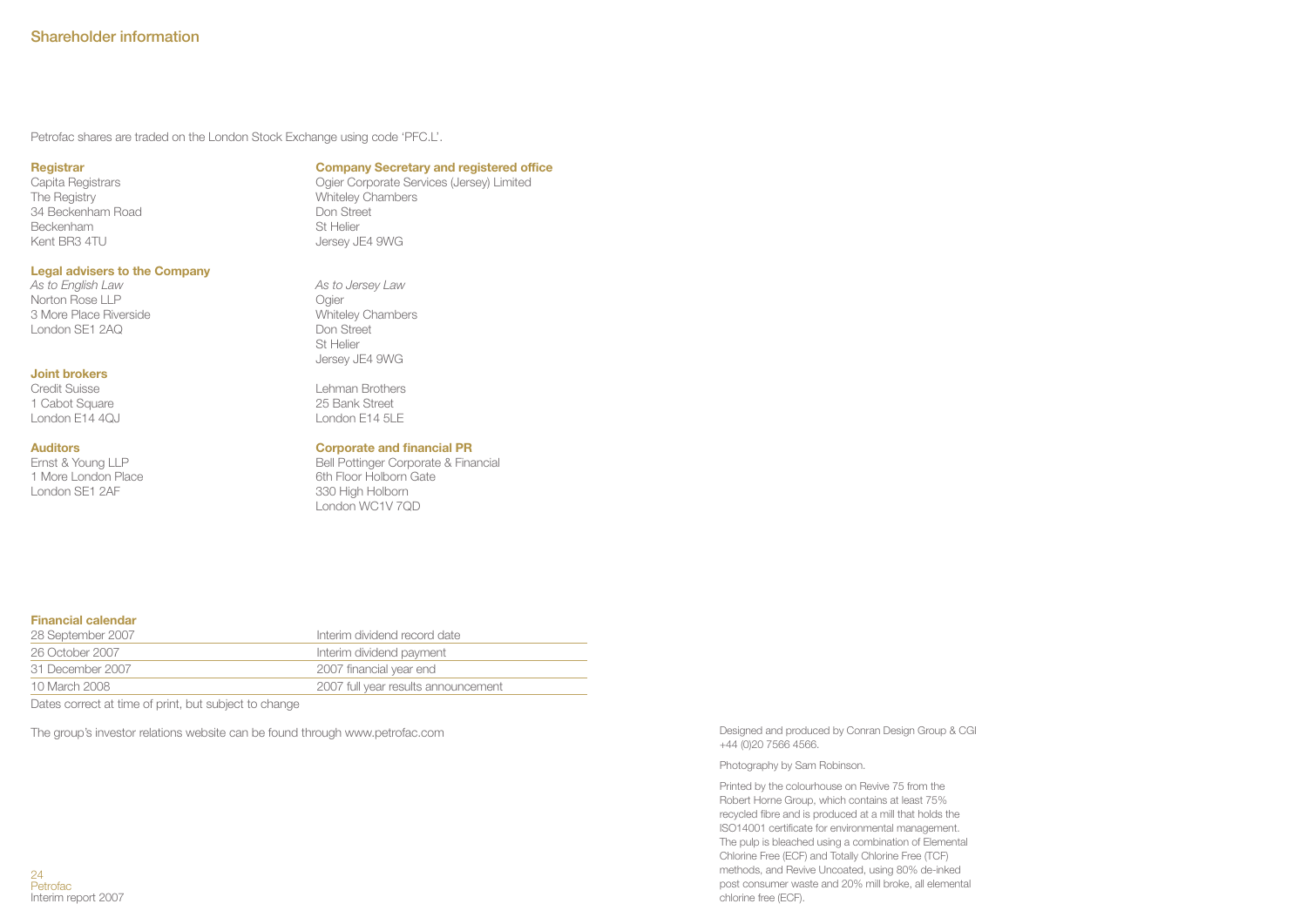# Shareholder information

Petrofac shares are traded on the London Stock Exchange using code 'PFC.L'.

**Registrar**
Capita Registrars
The Registry
34 Beckenham Road
Beckenham
Kent BR3 4TU

**Company Secretary and registered office**
Ogier Corporate Services (Jersey) Limited
Whiteley Chambers
Don Street
St Helier
Jersey JE4 9WG

**Legal advisers to the Company**

*As to English Law*
Norton Rose LLP
3 More Place Riverside
London SE1 2AQ

*As to Jersey Law*
Ogier
Whiteley Chambers
Don Street
St Helier
Jersey JE4 9WG

**Joint brokers**

Credit Suisse
1 Cabot Square
London E14 4QJ

Lehman Brothers
25 Bank Street
London E14 5LE

**Auditors**
Ernst & Young LLP
1 More London Place
London SE1 2AF

**Corporate and financial PR**
Bell Pottinger Corporate & Financial
6th Floor Holborn Gate
330 High Holborn
London WC1V 7QD

**Financial calendar**

| | |
|---|---|
| 28 September 2007 | Interim dividend record date |
| 26 October 2007 | Interim dividend payment |
| 31 December 2007 | 2007 financial year end |
| 10 March 2008 | 2007 full year results announcement |

Dates correct at time of print, but subject to change

The group's investor relations website can be found through www.petrofac.com

Designed and produced by Conran Design Group & CGI
+44 (0)20 7566 4566.

Photography by Sam Robinson.

Printed by the colourhouse on Revive 75 from the Robert Horne Group, which contains at least 75% recycled fibre and is produced at a mill that holds the ISO14001 certificate for environmental management. The pulp is bleached using a combination of Elemental Chlorine Free (ECF) and Totally Chlorine Free (TCF) methods, and Revive Uncoated, using 80% de-inked post consumer waste and 20% mill broke, all elemental chlorine free (ECF).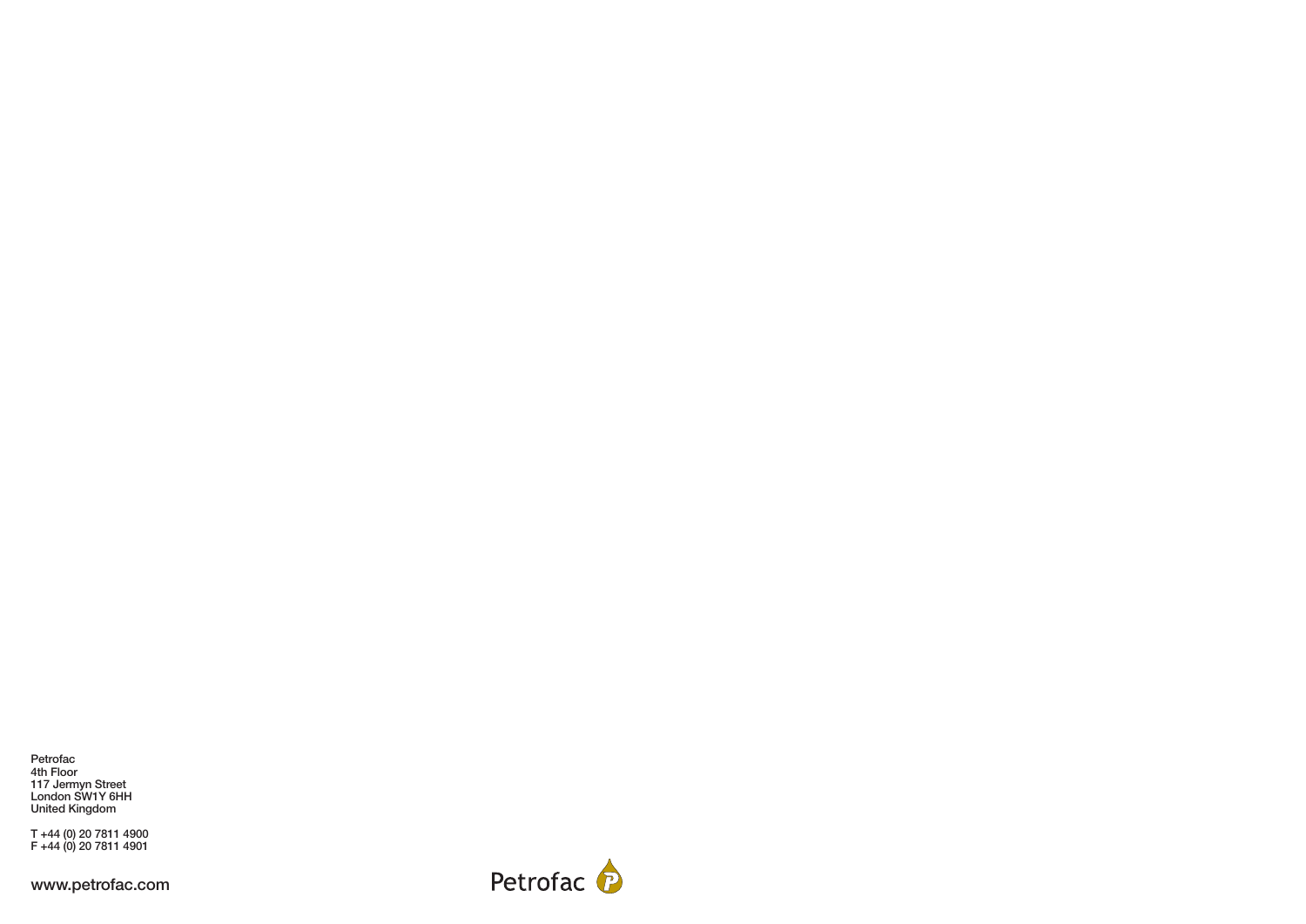Petrofac
4th Floor
117 Jermyn Street
London SW1Y 6HH
United Kingdom

T +44 (0) 20 7811 4900
F +44 (0) 20 7811 4901

www.petrofac.com

Petrofac